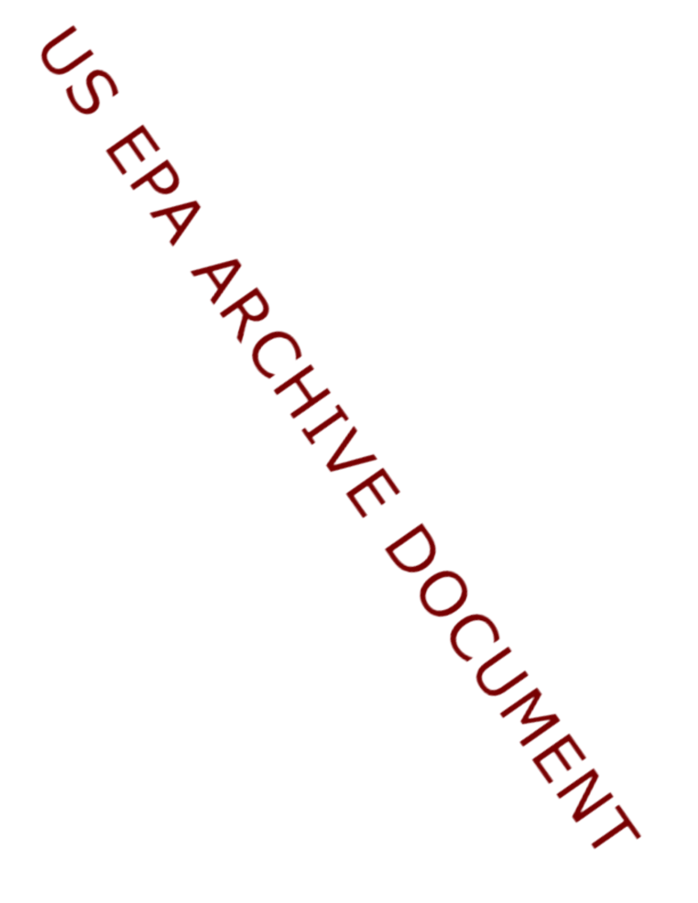US EPA ARCHIVE DOCUMENT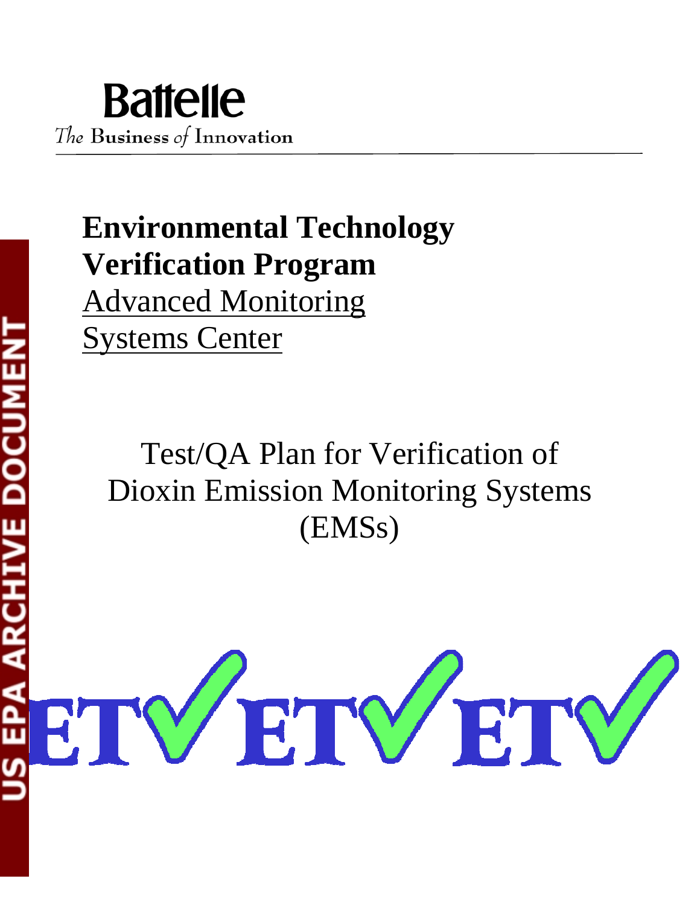Battelle

*The* Business *of* Innovation

**Environmental Technology Verification Program**

Advanced Monitoring Systems Center

Test/QA Plan for Verification of Dioxin Emission Monitoring Systems (EMSs)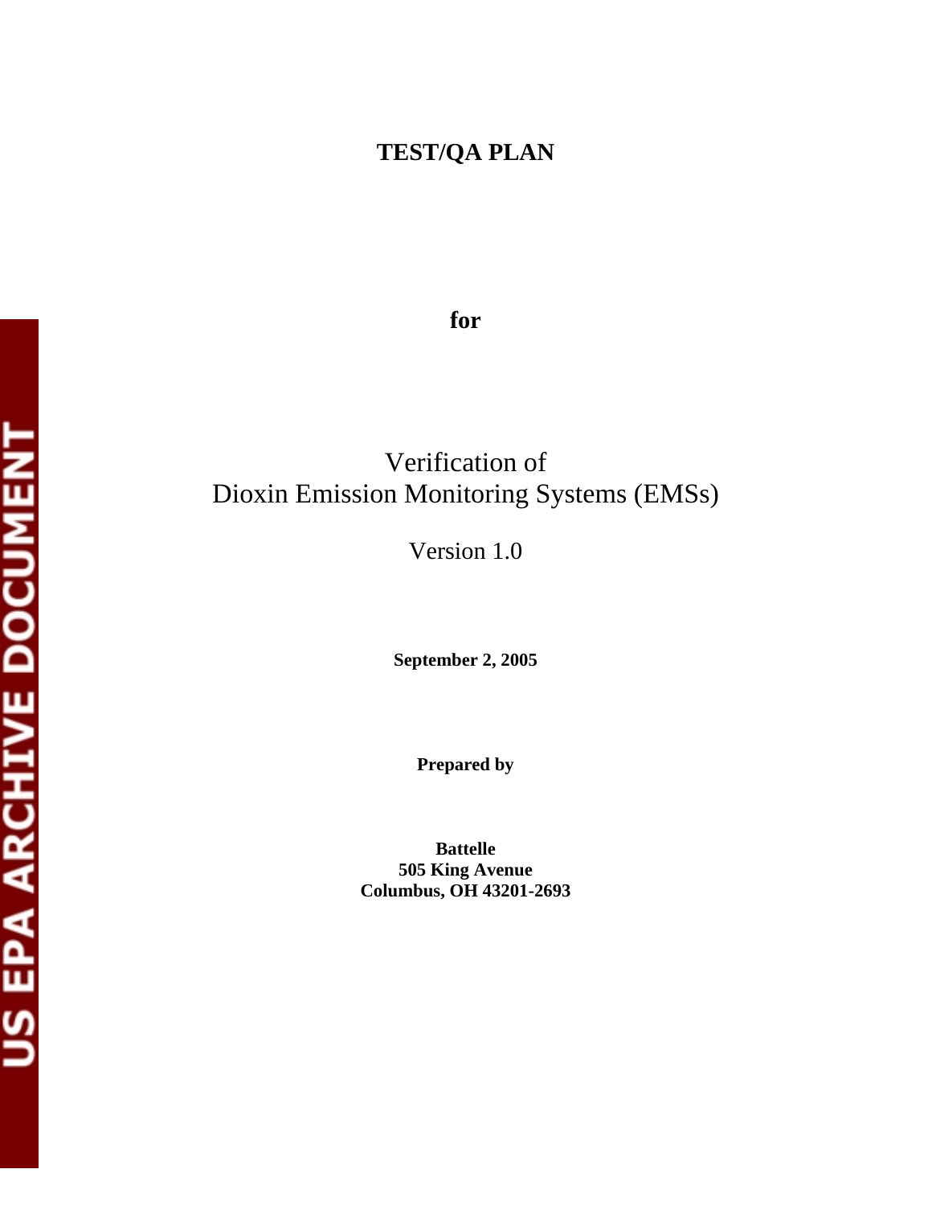# TEST/QA PLAN

**for**

Verification of
Dioxin Emission Monitoring Systems (EMSs)

Version 1.0

**September 2, 2005**

**Prepared by**

**Battelle**
**505 King Avenue**
**Columbus, OH 43201-2693**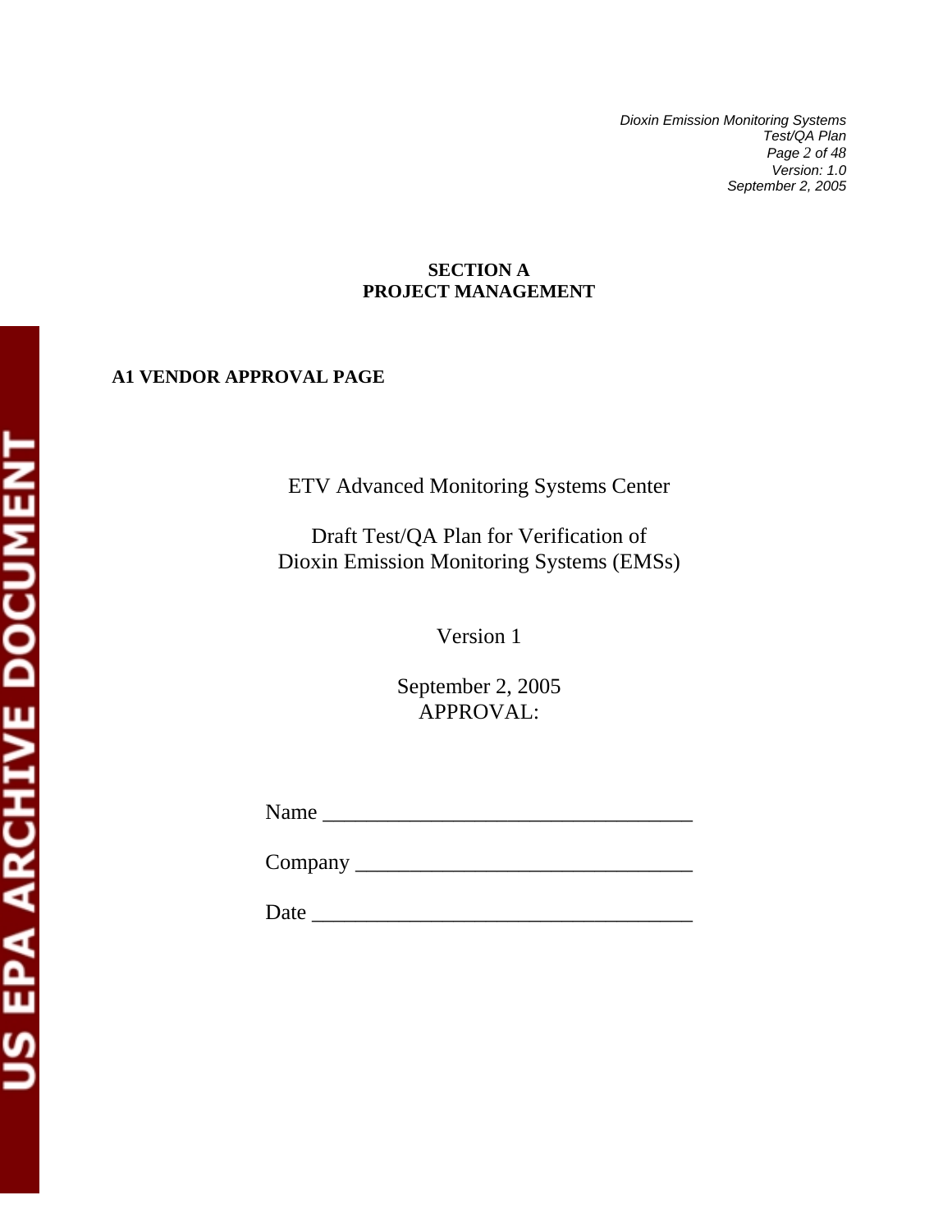## SECTION A
## PROJECT MANAGEMENT

### A1 VENDOR APPROVAL PAGE

ETV Advanced Monitoring Systems Center

Draft Test/QA Plan for Verification of
Dioxin Emission Monitoring Systems (EMSs)

Version 1

September 2, 2005
APPROVAL:

Name ___________________________________

Company ________________________________

Date ____________________________________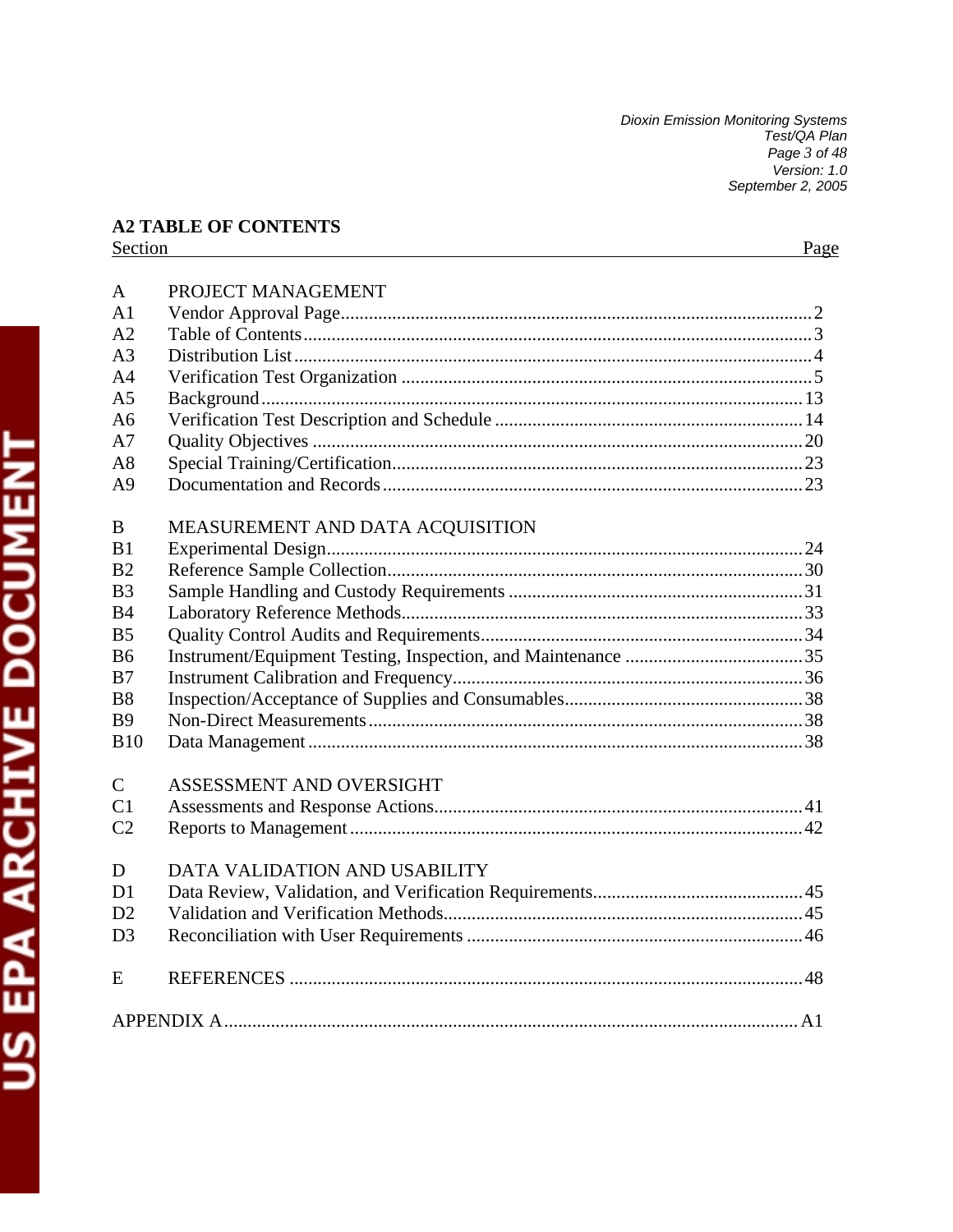## A2 TABLE OF CONTENTS

| Section | | Page |
|---|---|---|
| **A** | **PROJECT MANAGEMENT** | |
| A1 | Vendor Approval Page | 2 |
| A2 | Table of Contents | 3 |
| A3 | Distribution List | 4 |
| A4 | Verification Test Organization | 5 |
| A5 | Background | 13 |
| A6 | Verification Test Description and Schedule | 14 |
| A7 | Quality Objectives | 20 |
| A8 | Special Training/Certification | 23 |
| A9 | Documentation and Records | 23 |
| **B** | **MEASUREMENT AND DATA ACQUISITION** | |
| B1 | Experimental Design | 24 |
| B2 | Reference Sample Collection | 30 |
| B3 | Sample Handling and Custody Requirements | 31 |
| B4 | Laboratory Reference Methods | 33 |
| B5 | Quality Control Audits and Requirements | 34 |
| B6 | Instrument/Equipment Testing, Inspection, and Maintenance | 35 |
| B7 | Instrument Calibration and Frequency | 36 |
| B8 | Inspection/Acceptance of Supplies and Consumables | 38 |
| B9 | Non-Direct Measurements | 38 |
| B10 | Data Management | 38 |
| **C** | **ASSESSMENT AND OVERSIGHT** | |
| C1 | Assessments and Response Actions | 41 |
| C2 | Reports to Management | 42 |
| **D** | **DATA VALIDATION AND USABILITY** | |
| D1 | Data Review, Validation, and Verification Requirements | 45 |
| D2 | Validation and Verification Methods | 45 |
| D3 | Reconciliation with User Requirements | 46 |
| **E** | **REFERENCES** | 48 |
| **APPENDIX A** | | A1 |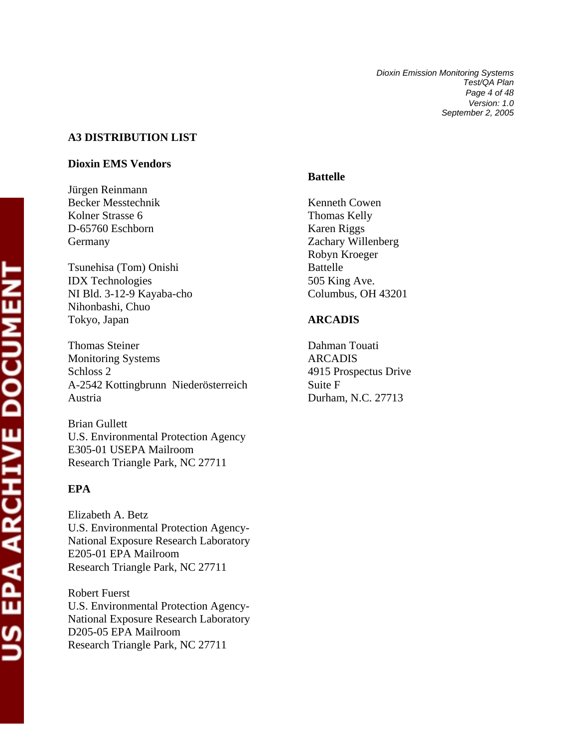## A3 DISTRIBUTION LIST

### Dioxin EMS Vendors

Jürgen Reinmann
Becker Messtechnik
Kolner Strasse 6
D-65760 Eschborn
Germany

Tsunehisa (Tom) Onishi
IDX Technologies
NI Bld. 3-12-9 Kayaba-cho
Nihonbashi, Chuo
Tokyo, Japan

Thomas Steiner
Monitoring Systems
Schloss 2
A-2542 Kottingbrunn Niederösterreich
Austria

Brian Gullett
U.S. Environmental Protection Agency
E305-01 USEPA Mailroom
Research Triangle Park, NC 27711

### EPA

Elizabeth A. Betz
U.S. Environmental Protection Agency-
National Exposure Research Laboratory
E205-01 EPA Mailroom
Research Triangle Park, NC 27711

Robert Fuerst
U.S. Environmental Protection Agency-
National Exposure Research Laboratory
D205-05 EPA Mailroom
Research Triangle Park, NC 27711

### Battelle

Kenneth Cowen
Thomas Kelly
Karen Riggs
Zachary Willenberg
Robyn Kroeger
Battelle
505 King Ave.
Columbus, OH 43201

### ARCADIS

Dahman Touati
ARCADIS
4915 Prospectus Drive
Suite F
Durham, N.C. 27713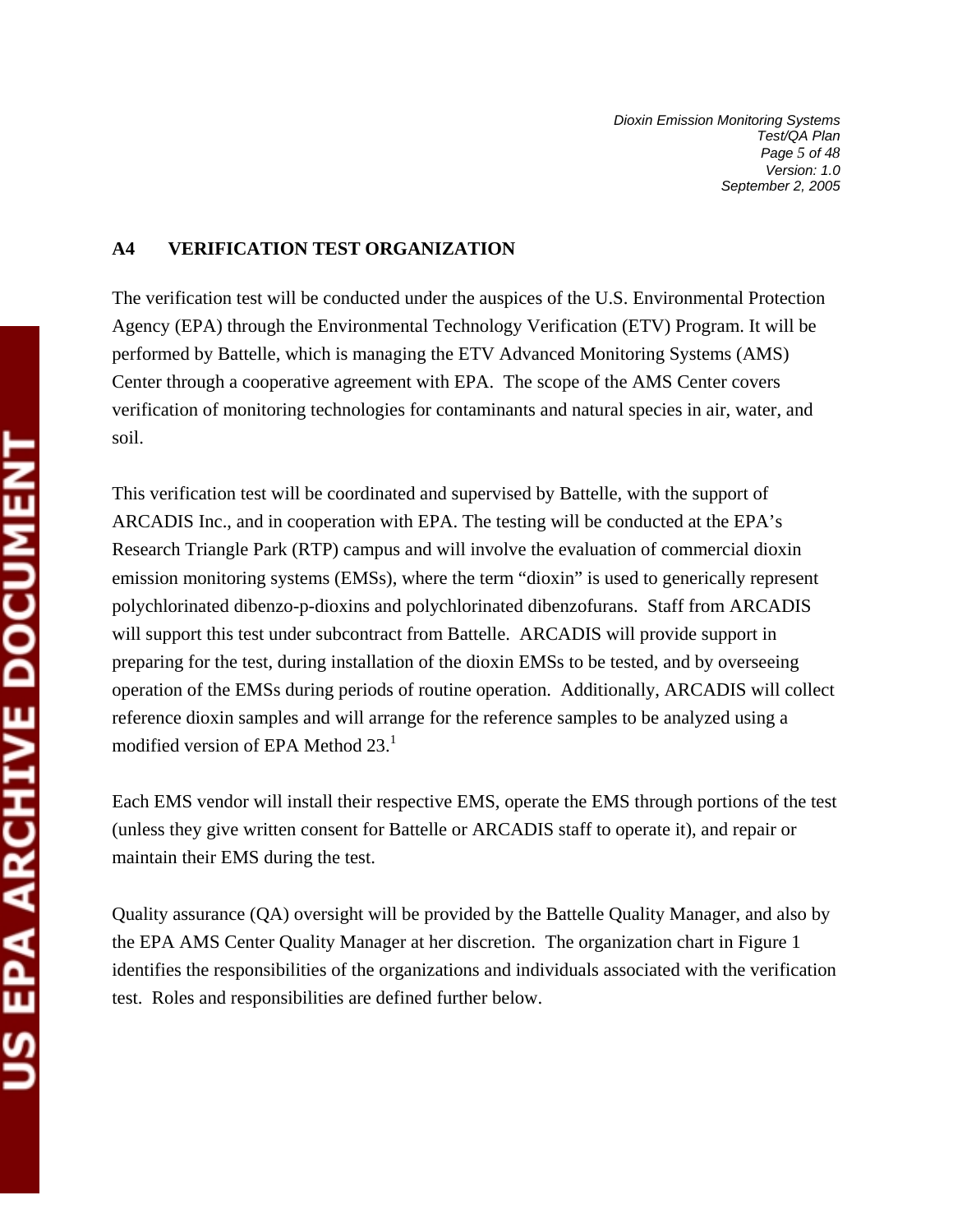## A4 VERIFICATION TEST ORGANIZATION

The verification test will be conducted under the auspices of the U.S. Environmental Protection Agency (EPA) through the Environmental Technology Verification (ETV) Program. It will be performed by Battelle, which is managing the ETV Advanced Monitoring Systems (AMS) Center through a cooperative agreement with EPA. The scope of the AMS Center covers verification of monitoring technologies for contaminants and natural species in air, water, and soil.

This verification test will be coordinated and supervised by Battelle, with the support of ARCADIS Inc., and in cooperation with EPA. The testing will be conducted at the EPA's Research Triangle Park (RTP) campus and will involve the evaluation of commercial dioxin emission monitoring systems (EMSs), where the term "dioxin" is used to generically represent polychlorinated dibenzo-p-dioxins and polychlorinated dibenzofurans. Staff from ARCADIS will support this test under subcontract from Battelle. ARCADIS will provide support in preparing for the test, during installation of the dioxin EMSs to be tested, and by overseeing operation of the EMSs during periods of routine operation. Additionally, ARCADIS will collect reference dioxin samples and will arrange for the reference samples to be analyzed using a modified version of EPA Method 23.[1]

Each EMS vendor will install their respective EMS, operate the EMS through portions of the test (unless they give written consent for Battelle or ARCADIS staff to operate it), and repair or maintain their EMS during the test.

Quality assurance (QA) oversight will be provided by the Battelle Quality Manager, and also by the EPA AMS Center Quality Manager at her discretion. The organization chart in Figure 1 identifies the responsibilities of the organizations and individuals associated with the verification test. Roles and responsibilities are defined further below.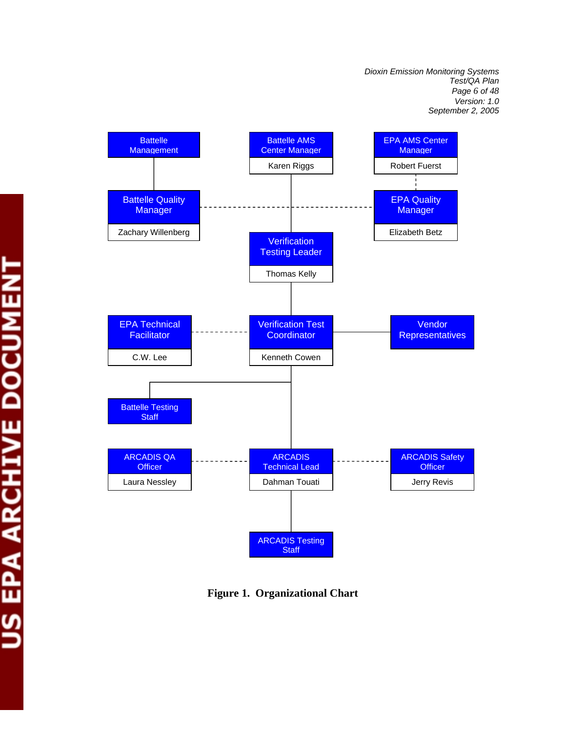Battelle Management

Battelle AMS Center Manager
Karen Riggs

EPA AMS Center Manager
Robert Fuerst

Battelle Quality Manager
Zachary Willenberg

EPA Quality Manager
Elizabeth Betz

Verification Testing Leader
Thomas Kelly

EPA Technical Facilitator
C.W. Lee

Verification Test Coordinator
Kenneth Cowen

Vendor Representatives

Battelle Testing Staff

ARCADIS QA Officer
Laura Nessley

ARCADIS Technical Lead
Dahman Touati

ARCADIS Safety Officer
Jerry Revis

ARCADIS Testing Staff

**Figure 1. Organizational Chart**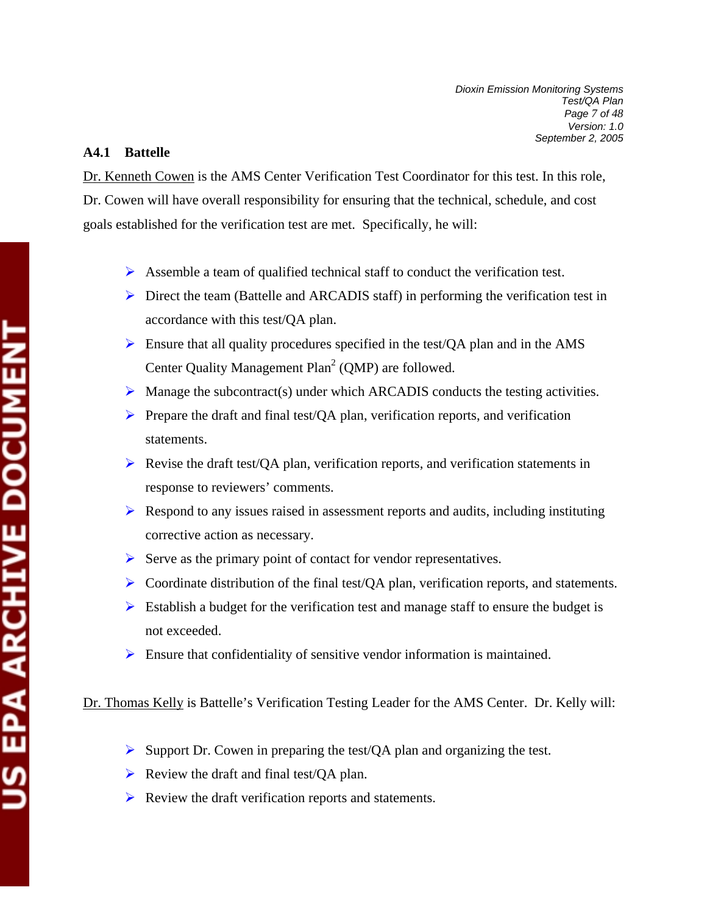### A4.1 Battelle

Dr. Kenneth Cowen is the AMS Center Verification Test Coordinator for this test. In this role, Dr. Cowen will have overall responsibility for ensuring that the technical, schedule, and cost goals established for the verification test are met. Specifically, he will:

- Assemble a team of qualified technical staff to conduct the verification test.
- Direct the team (Battelle and ARCADIS staff) in performing the verification test in accordance with this test/QA plan.
- Ensure that all quality procedures specified in the test/QA plan and in the AMS Center Quality Management Plan[2] (QMP) are followed.
- Manage the subcontract(s) under which ARCADIS conducts the testing activities.
- Prepare the draft and final test/QA plan, verification reports, and verification statements.
- Revise the draft test/QA plan, verification reports, and verification statements in response to reviewers' comments.
- Respond to any issues raised in assessment reports and audits, including instituting corrective action as necessary.
- Serve as the primary point of contact for vendor representatives.
- Coordinate distribution of the final test/QA plan, verification reports, and statements.
- Establish a budget for the verification test and manage staff to ensure the budget is not exceeded.
- Ensure that confidentiality of sensitive vendor information is maintained.

Dr. Thomas Kelly is Battelle's Verification Testing Leader for the AMS Center. Dr. Kelly will:

- Support Dr. Cowen in preparing the test/QA plan and organizing the test.
- Review the draft and final test/QA plan.
- Review the draft verification reports and statements.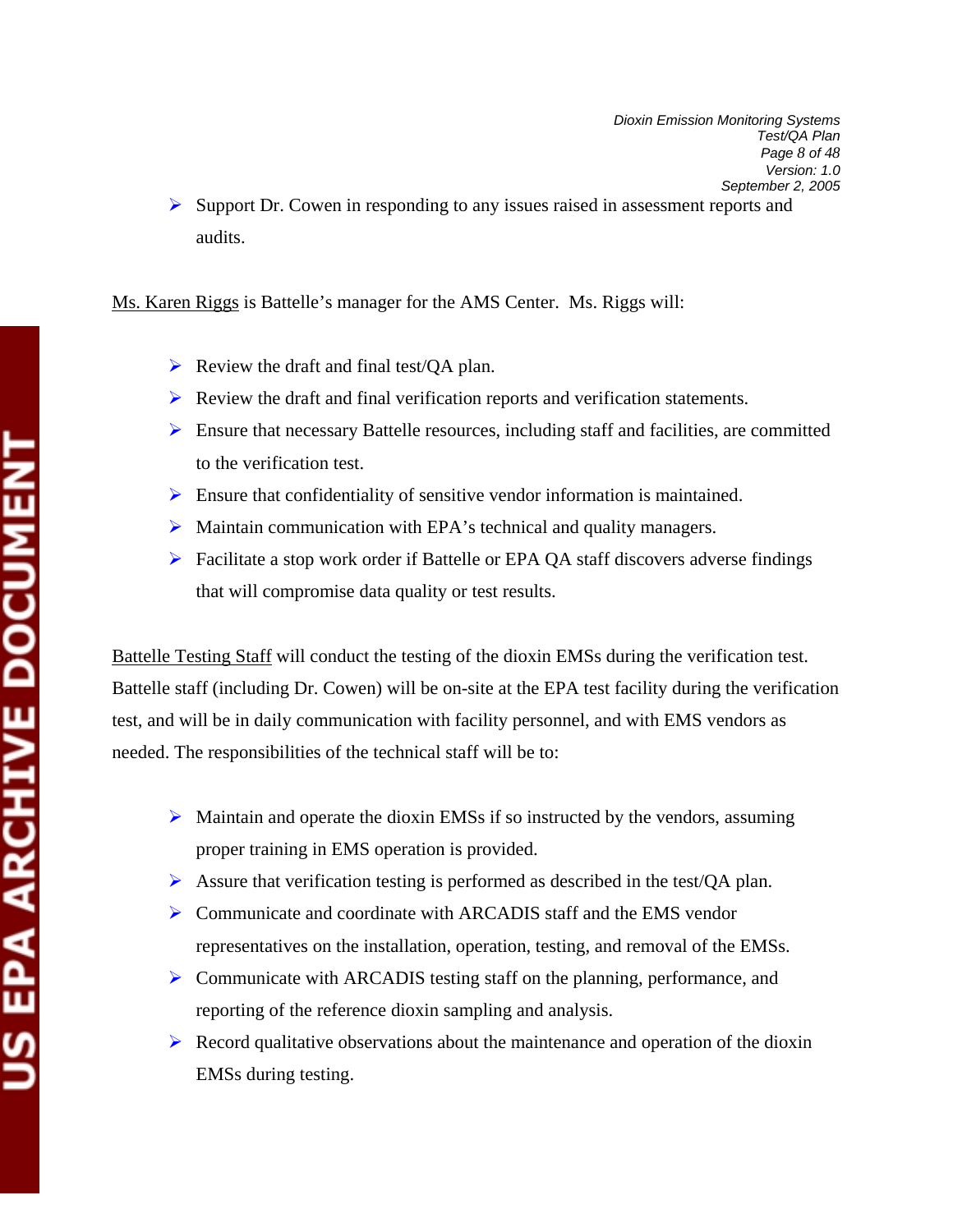- Support Dr. Cowen in responding to any issues raised in assessment reports and audits.

Ms. Karen Riggs is Battelle's manager for the AMS Center. Ms. Riggs will:

- Review the draft and final test/QA plan.
- Review the draft and final verification reports and verification statements.
- Ensure that necessary Battelle resources, including staff and facilities, are committed to the verification test.
- Ensure that confidentiality of sensitive vendor information is maintained.
- Maintain communication with EPA's technical and quality managers.
- Facilitate a stop work order if Battelle or EPA QA staff discovers adverse findings that will compromise data quality or test results.

Battelle Testing Staff will conduct the testing of the dioxin EMSs during the verification test. Battelle staff (including Dr. Cowen) will be on-site at the EPA test facility during the verification test, and will be in daily communication with facility personnel, and with EMS vendors as needed. The responsibilities of the technical staff will be to:

- Maintain and operate the dioxin EMSs if so instructed by the vendors, assuming proper training in EMS operation is provided.
- Assure that verification testing is performed as described in the test/QA plan.
- Communicate and coordinate with ARCADIS staff and the EMS vendor representatives on the installation, operation, testing, and removal of the EMSs.
- Communicate with ARCADIS testing staff on the planning, performance, and reporting of the reference dioxin sampling and analysis.
- Record qualitative observations about the maintenance and operation of the dioxin EMSs during testing.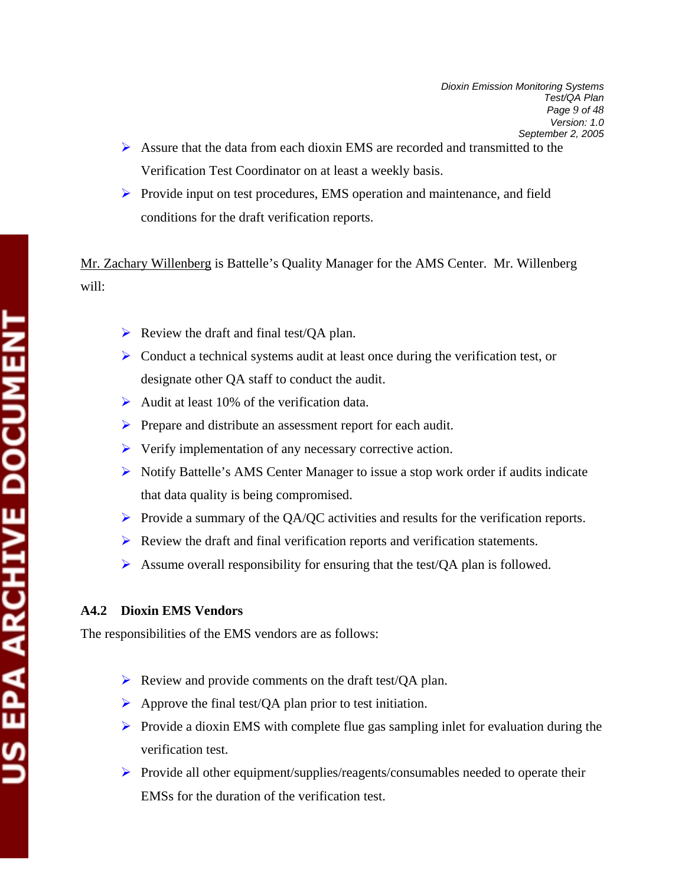- Assure that the data from each dioxin EMS are recorded and transmitted to the Verification Test Coordinator on at least a weekly basis.
- Provide input on test procedures, EMS operation and maintenance, and field conditions for the draft verification reports.

Mr. Zachary Willenberg is Battelle's Quality Manager for the AMS Center. Mr. Willenberg will:

- Review the draft and final test/QA plan.
- Conduct a technical systems audit at least once during the verification test, or designate other QA staff to conduct the audit.
- Audit at least 10% of the verification data.
- Prepare and distribute an assessment report for each audit.
- Verify implementation of any necessary corrective action.
- Notify Battelle's AMS Center Manager to issue a stop work order if audits indicate that data quality is being compromised.
- Provide a summary of the QA/QC activities and results for the verification reports.
- Review the draft and final verification reports and verification statements.
- Assume overall responsibility for ensuring that the test/QA plan is followed.

### A4.2 Dioxin EMS Vendors

The responsibilities of the EMS vendors are as follows:

- Review and provide comments on the draft test/QA plan.
- Approve the final test/QA plan prior to test initiation.
- Provide a dioxin EMS with complete flue gas sampling inlet for evaluation during the verification test.
- Provide all other equipment/supplies/reagents/consumables needed to operate their EMSs for the duration of the verification test.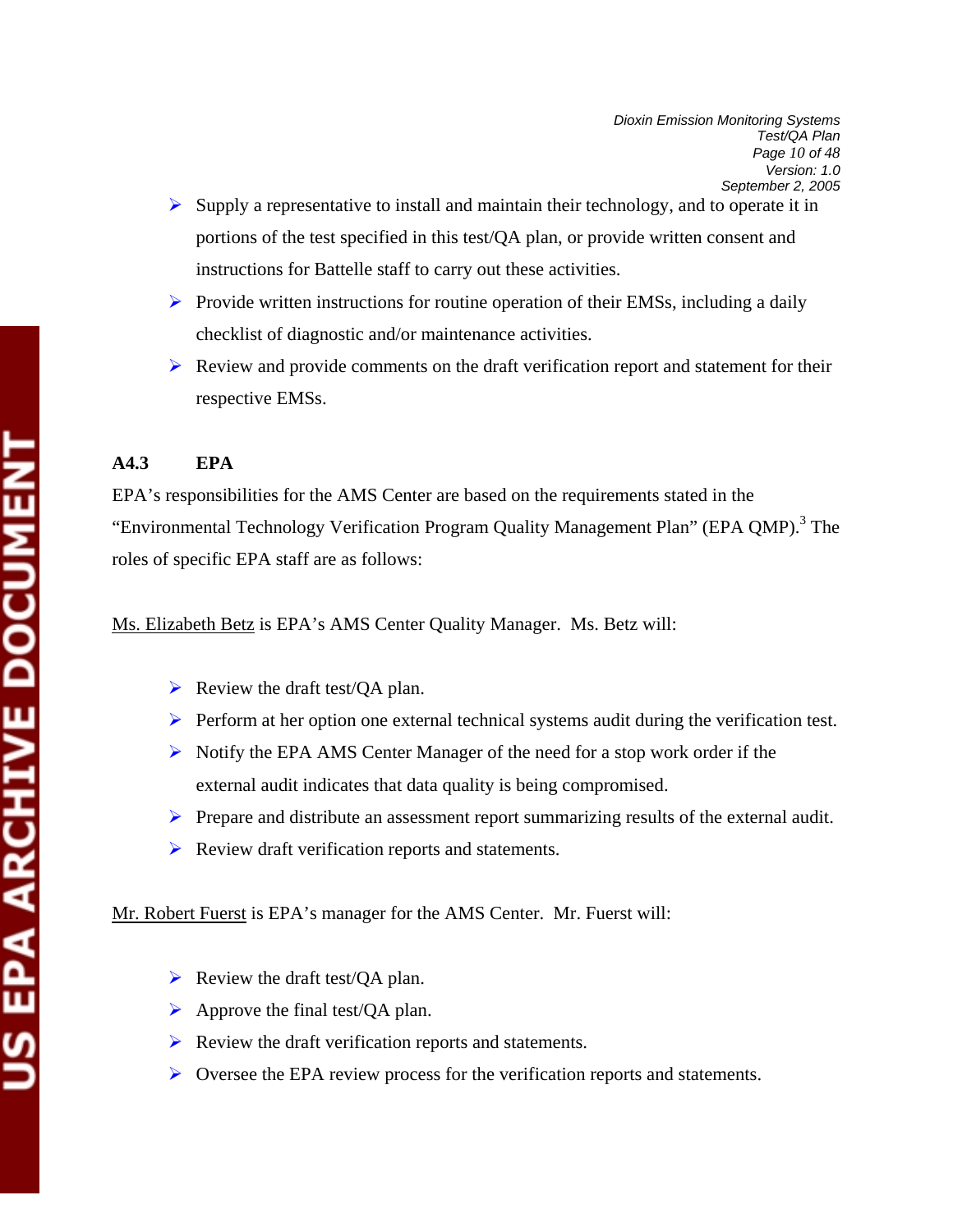- Supply a representative to install and maintain their technology, and to operate it in portions of the test specified in this test/QA plan, or provide written consent and instructions for Battelle staff to carry out these activities.
- Provide written instructions for routine operation of their EMSs, including a daily checklist of diagnostic and/or maintenance activities.
- Review and provide comments on the draft verification report and statement for their respective EMSs.

### A4.3 EPA

EPA's responsibilities for the AMS Center are based on the requirements stated in the "Environmental Technology Verification Program Quality Management Plan" (EPA QMP).[3] The roles of specific EPA staff are as follows:

Ms. Elizabeth Betz is EPA's AMS Center Quality Manager. Ms. Betz will:

- Review the draft test/QA plan.
- Perform at her option one external technical systems audit during the verification test.
- Notify the EPA AMS Center Manager of the need for a stop work order if the external audit indicates that data quality is being compromised.
- Prepare and distribute an assessment report summarizing results of the external audit.
- Review draft verification reports and statements.

Mr. Robert Fuerst is EPA's manager for the AMS Center. Mr. Fuerst will:

- Review the draft test/QA plan.
- Approve the final test/QA plan.
- Review the draft verification reports and statements.
- Oversee the EPA review process for the verification reports and statements.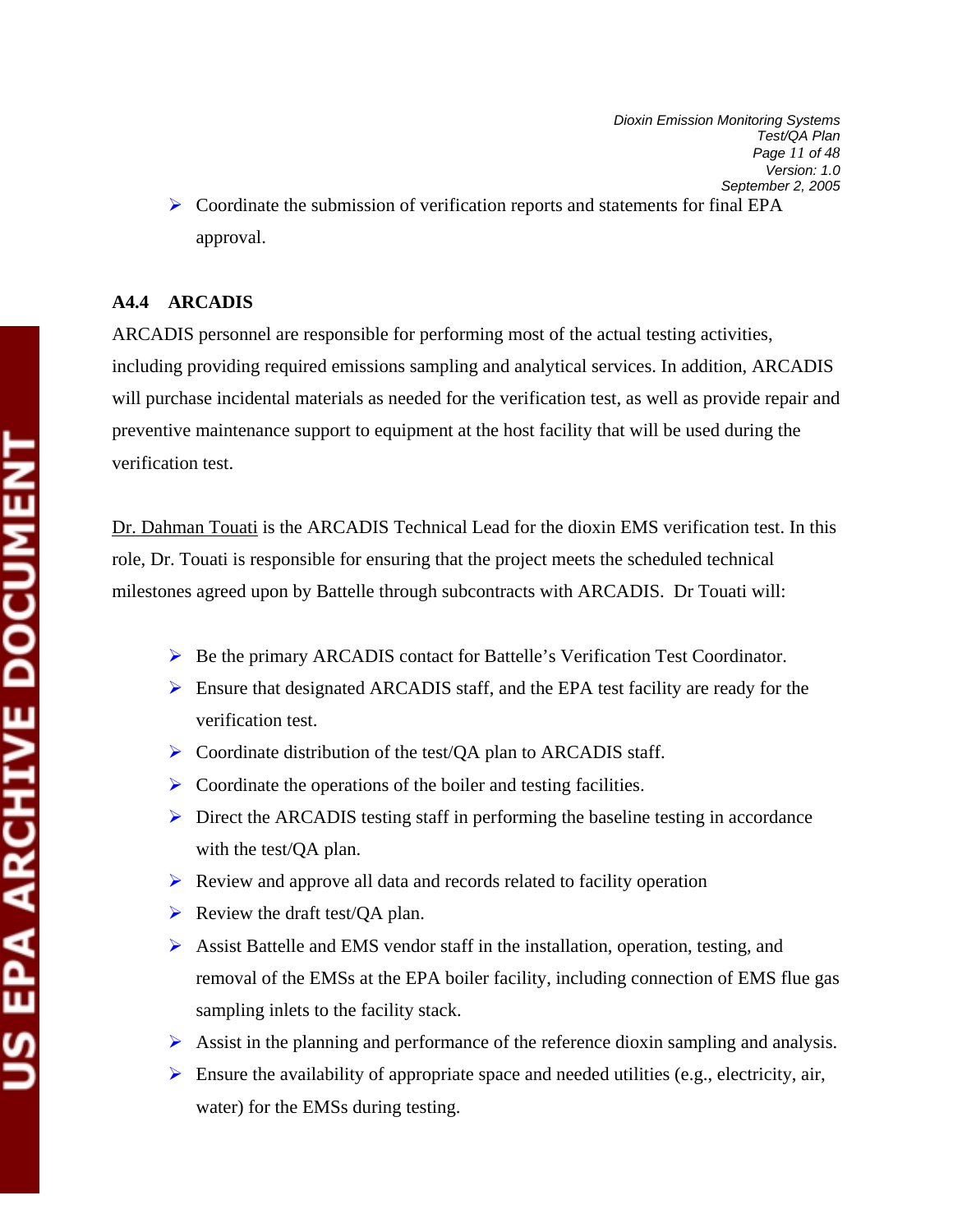- Coordinate the submission of verification reports and statements for final EPA approval.

### A4.4 ARCADIS

ARCADIS personnel are responsible for performing most of the actual testing activities, including providing required emissions sampling and analytical services. In addition, ARCADIS will purchase incidental materials as needed for the verification test, as well as provide repair and preventive maintenance support to equipment at the host facility that will be used during the verification test.

Dr. Dahman Touati is the ARCADIS Technical Lead for the dioxin EMS verification test. In this role, Dr. Touati is responsible for ensuring that the project meets the scheduled technical milestones agreed upon by Battelle through subcontracts with ARCADIS. Dr Touati will:

- Be the primary ARCADIS contact for Battelle's Verification Test Coordinator.
- Ensure that designated ARCADIS staff, and the EPA test facility are ready for the verification test.
- Coordinate distribution of the test/QA plan to ARCADIS staff.
- Coordinate the operations of the boiler and testing facilities.
- Direct the ARCADIS testing staff in performing the baseline testing in accordance with the test/QA plan.
- Review and approve all data and records related to facility operation
- Review the draft test/QA plan.
- Assist Battelle and EMS vendor staff in the installation, operation, testing, and removal of the EMSs at the EPA boiler facility, including connection of EMS flue gas sampling inlets to the facility stack.
- Assist in the planning and performance of the reference dioxin sampling and analysis.
- Ensure the availability of appropriate space and needed utilities (e.g., electricity, air, water) for the EMSs during testing.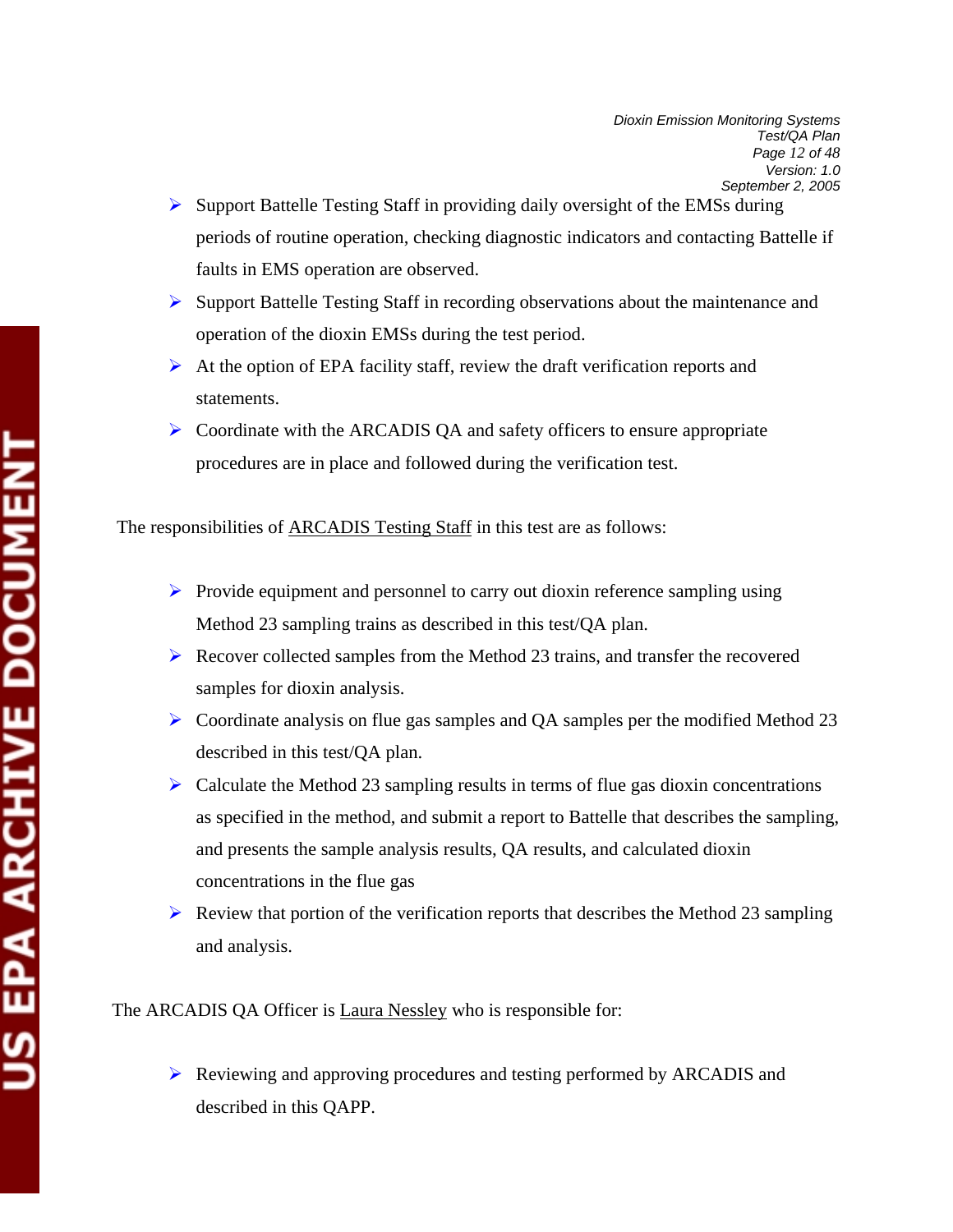- Support Battelle Testing Staff in providing daily oversight of the EMSs during periods of routine operation, checking diagnostic indicators and contacting Battelle if faults in EMS operation are observed.
- Support Battelle Testing Staff in recording observations about the maintenance and operation of the dioxin EMSs during the test period.
- At the option of EPA facility staff, review the draft verification reports and statements.
- Coordinate with the ARCADIS QA and safety officers to ensure appropriate procedures are in place and followed during the verification test.

The responsibilities of <u>ARCADIS Testing Staff</u> in this test are as follows:

- Provide equipment and personnel to carry out dioxin reference sampling using Method 23 sampling trains as described in this test/QA plan.
- Recover collected samples from the Method 23 trains, and transfer the recovered samples for dioxin analysis.
- Coordinate analysis on flue gas samples and QA samples per the modified Method 23 described in this test/QA plan.
- Calculate the Method 23 sampling results in terms of flue gas dioxin concentrations as specified in the method, and submit a report to Battelle that describes the sampling, and presents the sample analysis results, QA results, and calculated dioxin concentrations in the flue gas
- Review that portion of the verification reports that describes the Method 23 sampling and analysis.

The ARCADIS QA Officer is <u>Laura Nessley</u> who is responsible for:

- Reviewing and approving procedures and testing performed by ARCADIS and described in this QAPP.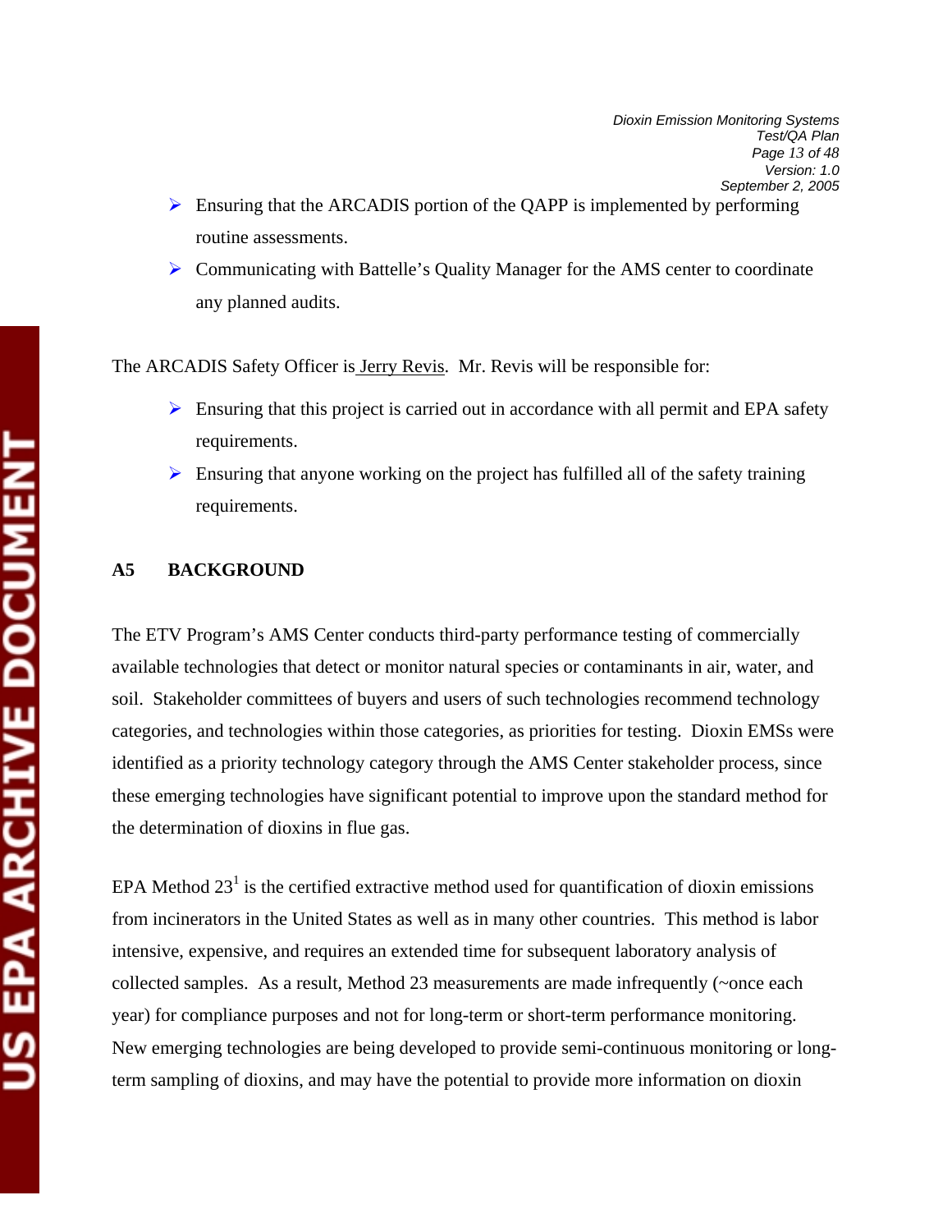- Ensuring that the ARCADIS portion of the QAPP is implemented by performing routine assessments.
- Communicating with Battelle's Quality Manager for the AMS center to coordinate any planned audits.

The ARCADIS Safety Officer is Jerry Revis. Mr. Revis will be responsible for:

- Ensuring that this project is carried out in accordance with all permit and EPA safety requirements.
- Ensuring that anyone working on the project has fulfilled all of the safety training requirements.

## A5 BACKGROUND

The ETV Program's AMS Center conducts third-party performance testing of commercially available technologies that detect or monitor natural species or contaminants in air, water, and soil. Stakeholder committees of buyers and users of such technologies recommend technology categories, and technologies within those categories, as priorities for testing. Dioxin EMSs were identified as a priority technology category through the AMS Center stakeholder process, since these emerging technologies have significant potential to improve upon the standard method for the determination of dioxins in flue gas.

EPA Method 23[1] is the certified extractive method used for quantification of dioxin emissions from incinerators in the United States as well as in many other countries. This method is labor intensive, expensive, and requires an extended time for subsequent laboratory analysis of collected samples. As a result, Method 23 measurements are made infrequently (~once each year) for compliance purposes and not for long-term or short-term performance monitoring. New emerging technologies are being developed to provide semi-continuous monitoring or long-term sampling of dioxins, and may have the potential to provide more information on dioxin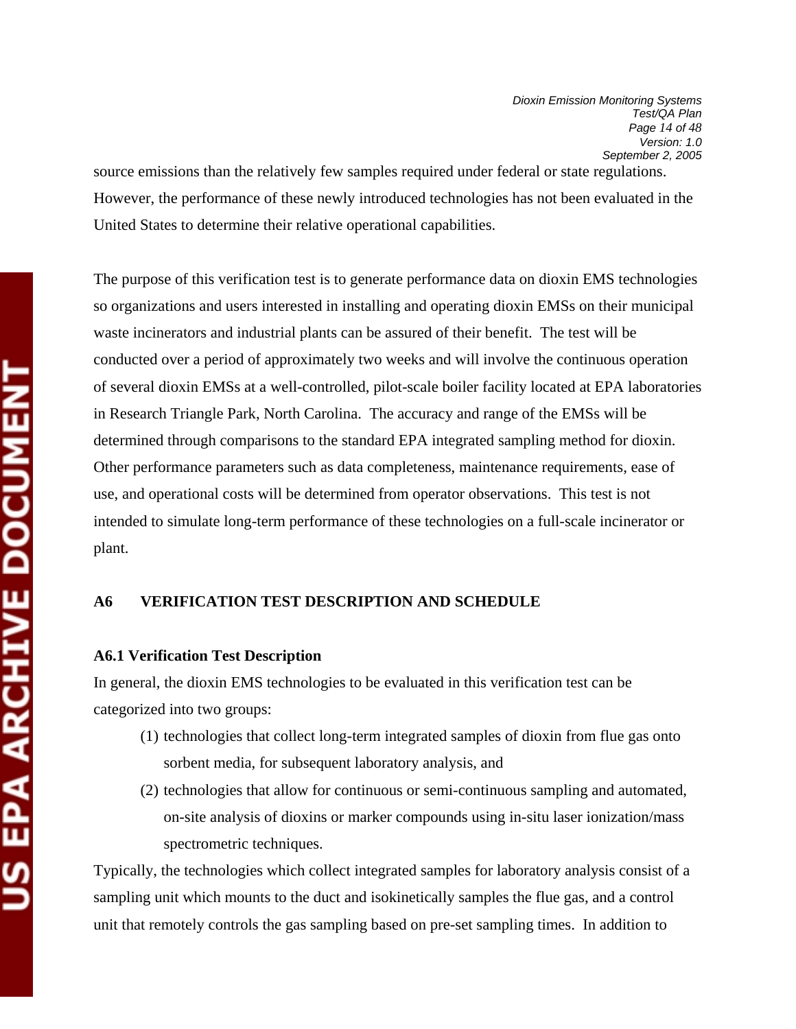source emissions than the relatively few samples required under federal or state regulations. However, the performance of these newly introduced technologies has not been evaluated in the United States to determine their relative operational capabilities.

The purpose of this verification test is to generate performance data on dioxin EMS technologies so organizations and users interested in installing and operating dioxin EMSs on their municipal waste incinerators and industrial plants can be assured of their benefit. The test will be conducted over a period of approximately two weeks and will involve the continuous operation of several dioxin EMSs at a well-controlled, pilot-scale boiler facility located at EPA laboratories in Research Triangle Park, North Carolina. The accuracy and range of the EMSs will be determined through comparisons to the standard EPA integrated sampling method for dioxin. Other performance parameters such as data completeness, maintenance requirements, ease of use, and operational costs will be determined from operator observations. This test is not intended to simulate long-term performance of these technologies on a full-scale incinerator or plant.

## A6 VERIFICATION TEST DESCRIPTION AND SCHEDULE

### A6.1 Verification Test Description

In general, the dioxin EMS technologies to be evaluated in this verification test can be categorized into two groups:

(1) technologies that collect long-term integrated samples of dioxin from flue gas onto sorbent media, for subsequent laboratory analysis, and

(2) technologies that allow for continuous or semi-continuous sampling and automated, on-site analysis of dioxins or marker compounds using in-situ laser ionization/mass spectrometric techniques.

Typically, the technologies which collect integrated samples for laboratory analysis consist of a sampling unit which mounts to the duct and isokinetically samples the flue gas, and a control unit that remotely controls the gas sampling based on pre-set sampling times. In addition to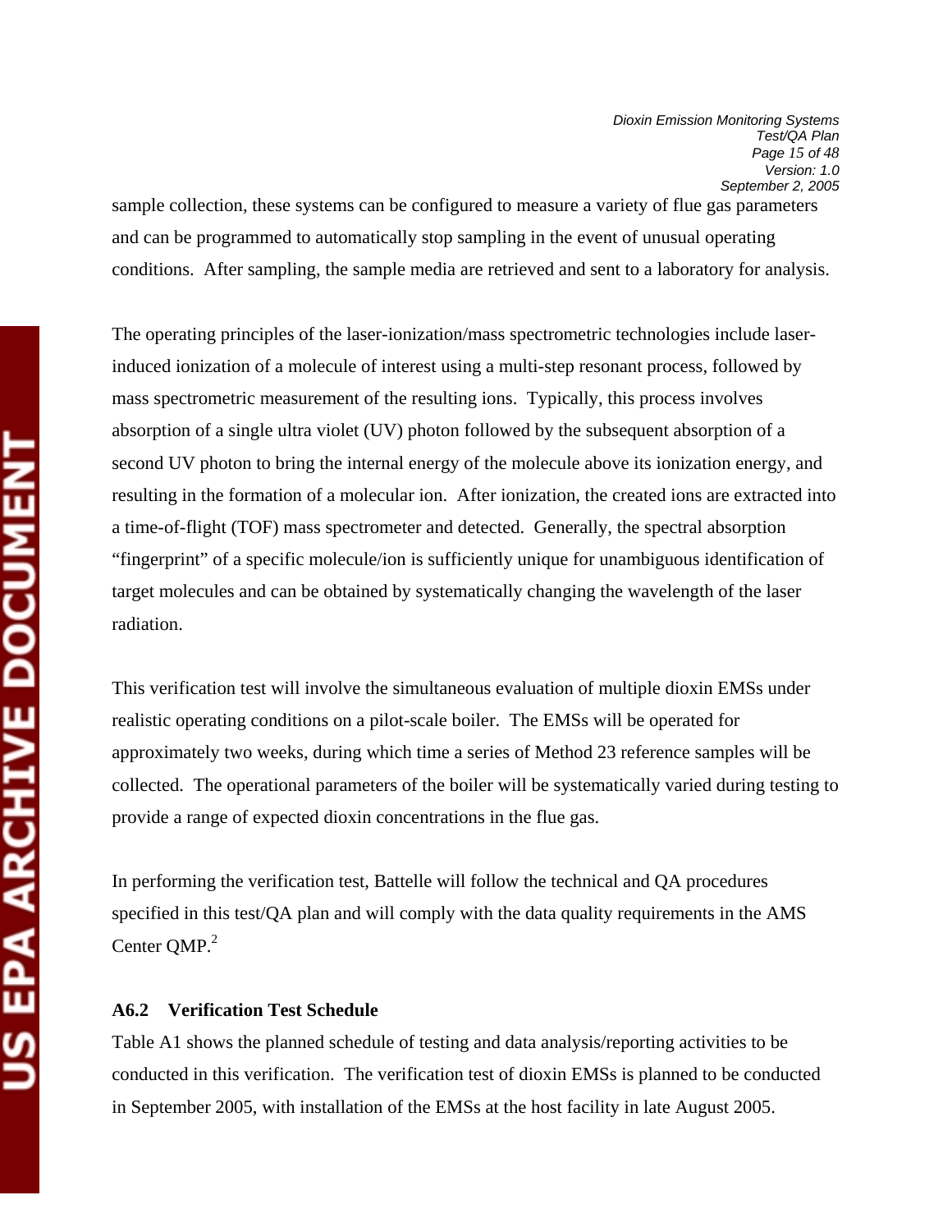sample collection, these systems can be configured to measure a variety of flue gas parameters and can be programmed to automatically stop sampling in the event of unusual operating conditions. After sampling, the sample media are retrieved and sent to a laboratory for analysis.

The operating principles of the laser-ionization/mass spectrometric technologies include laser-induced ionization of a molecule of interest using a multi-step resonant process, followed by mass spectrometric measurement of the resulting ions. Typically, this process involves absorption of a single ultra violet (UV) photon followed by the subsequent absorption of a second UV photon to bring the internal energy of the molecule above its ionization energy, and resulting in the formation of a molecular ion. After ionization, the created ions are extracted into a time-of-flight (TOF) mass spectrometer and detected. Generally, the spectral absorption "fingerprint" of a specific molecule/ion is sufficiently unique for unambiguous identification of target molecules and can be obtained by systematically changing the wavelength of the laser radiation.

This verification test will involve the simultaneous evaluation of multiple dioxin EMSs under realistic operating conditions on a pilot-scale boiler. The EMSs will be operated for approximately two weeks, during which time a series of Method 23 reference samples will be collected. The operational parameters of the boiler will be systematically varied during testing to provide a range of expected dioxin concentrations in the flue gas.

In performing the verification test, Battelle will follow the technical and QA procedures specified in this test/QA plan and will comply with the data quality requirements in the AMS Center QMP.[2]

### A6.2 Verification Test Schedule

Table A1 shows the planned schedule of testing and data analysis/reporting activities to be conducted in this verification. The verification test of dioxin EMSs is planned to be conducted in September 2005, with installation of the EMSs at the host facility in late August 2005.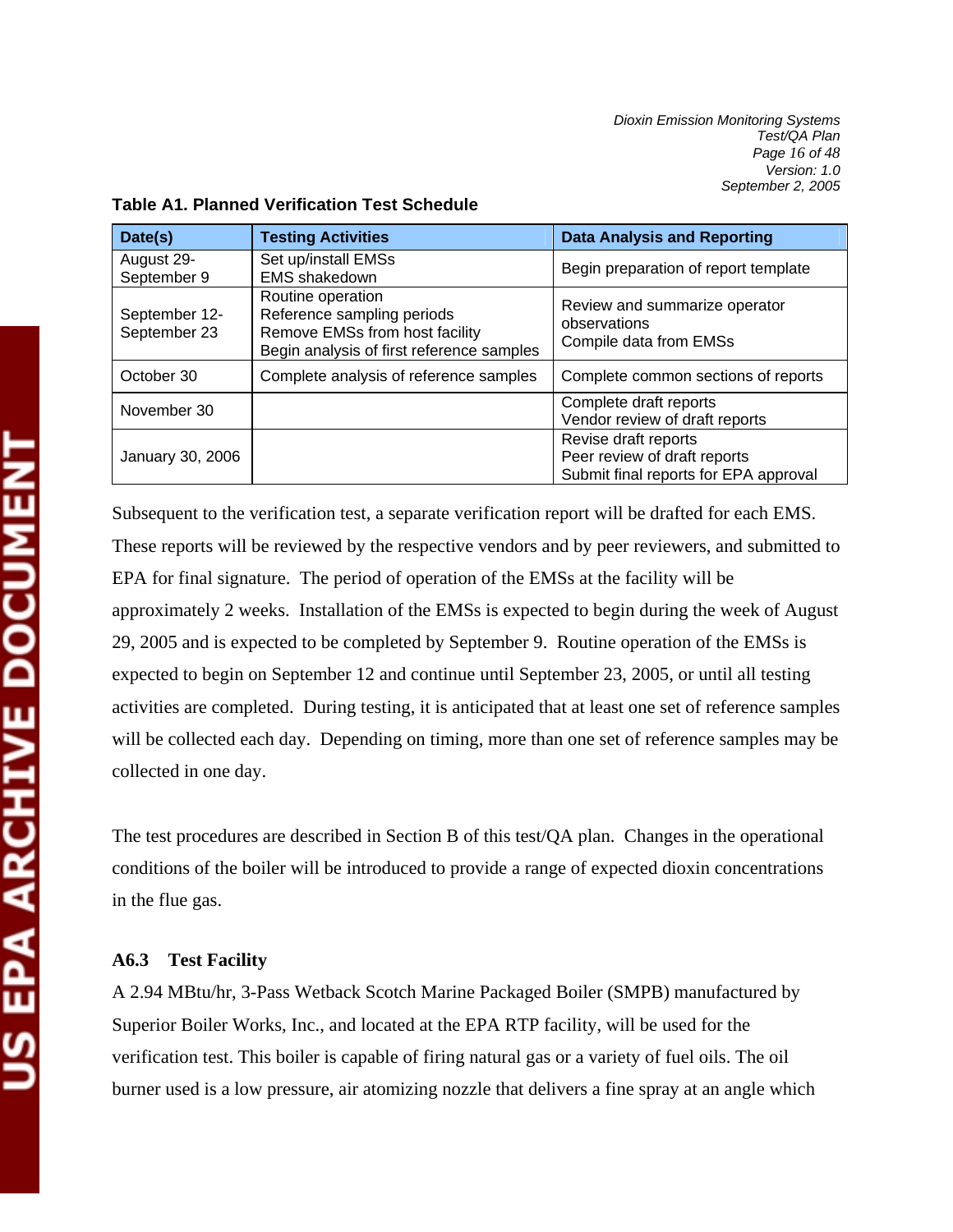**Table A1. Planned Verification Test Schedule**

| Date(s) | Testing Activities | Data Analysis and Reporting |
|---|---|---|
| August 29-September 9 | Set up/install EMSs<br>EMS shakedown | Begin preparation of report template |
| September 12-September 23 | Routine operation<br>Reference sampling periods<br>Remove EMSs from host facility<br>Begin analysis of first reference samples | Review and summarize operator observations<br>Compile data from EMSs |
| October 30 | Complete analysis of reference samples | Complete common sections of reports |
| November 30 | | Complete draft reports<br>Vendor review of draft reports |
| January 30, 2006 | | Revise draft reports<br>Peer review of draft reports<br>Submit final reports for EPA approval |

Subsequent to the verification test, a separate verification report will be drafted for each EMS. These reports will be reviewed by the respective vendors and by peer reviewers, and submitted to EPA for final signature. The period of operation of the EMSs at the facility will be approximately 2 weeks. Installation of the EMSs is expected to begin during the week of August 29, 2005 and is expected to be completed by September 9. Routine operation of the EMSs is expected to begin on September 12 and continue until September 23, 2005, or until all testing activities are completed. During testing, it is anticipated that at least one set of reference samples will be collected each day. Depending on timing, more than one set of reference samples may be collected in one day.

The test procedures are described in Section B of this test/QA plan. Changes in the operational conditions of the boiler will be introduced to provide a range of expected dioxin concentrations in the flue gas.

### A6.3 Test Facility

A 2.94 MBtu/hr, 3-Pass Wetback Scotch Marine Packaged Boiler (SMPB) manufactured by Superior Boiler Works, Inc., and located at the EPA RTP facility, will be used for the verification test. This boiler is capable of firing natural gas or a variety of fuel oils. The oil burner used is a low pressure, air atomizing nozzle that delivers a fine spray at an angle which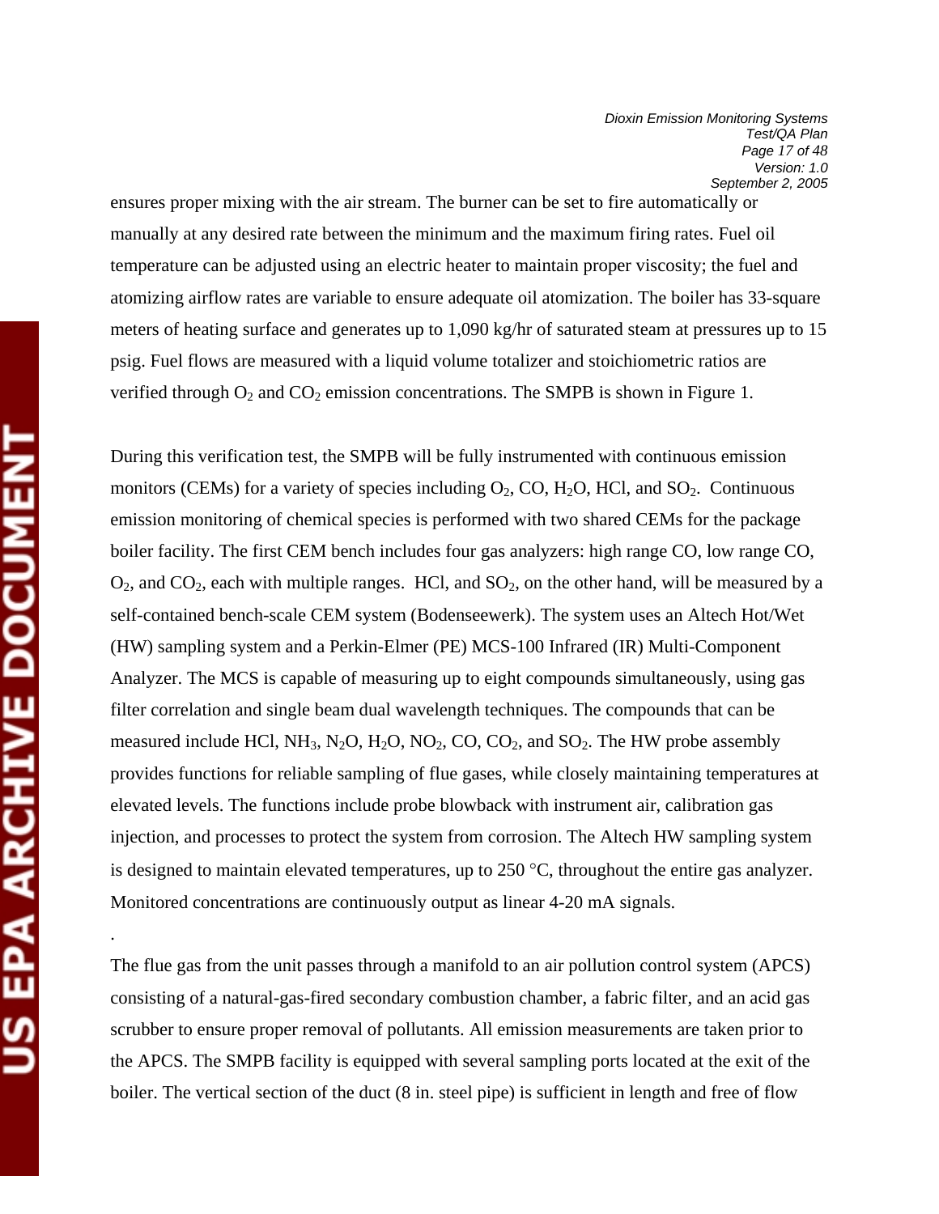ensures proper mixing with the air stream. The burner can be set to fire automatically or manually at any desired rate between the minimum and the maximum firing rates. Fuel oil temperature can be adjusted using an electric heater to maintain proper viscosity; the fuel and atomizing airflow rates are variable to ensure adequate oil atomization. The boiler has 33-square meters of heating surface and generates up to 1,090 kg/hr of saturated steam at pressures up to 15 psig. Fuel flows are measured with a liquid volume totalizer and stoichiometric ratios are verified through $O_2$ and $CO_2$ emission concentrations. The SMPB is shown in Figure 1.

During this verification test, the SMPB will be fully instrumented with continuous emission monitors (CEMs) for a variety of species including $O_2$, CO, $H_2O$, HCl, and $SO_2$. Continuous emission monitoring of chemical species is performed with two shared CEMs for the package boiler facility. The first CEM bench includes four gas analyzers: high range CO, low range CO, $O_2$, and $CO_2$, each with multiple ranges. HCl, and $SO_2$, on the other hand, will be measured by a self-contained bench-scale CEM system (Bodenseewerk). The system uses an Altech Hot/Wet (HW) sampling system and a Perkin-Elmer (PE) MCS-100 Infrared (IR) Multi-Component Analyzer. The MCS is capable of measuring up to eight compounds simultaneously, using gas filter correlation and single beam dual wavelength techniques. The compounds that can be measured include HCl, $NH_3$, $N_2O$, $H_2O$, $NO_2$, CO, $CO_2$, and $SO_2$. The HW probe assembly provides functions for reliable sampling of flue gases, while closely maintaining temperatures at elevated levels. The functions include probe blowback with instrument air, calibration gas injection, and processes to protect the system from corrosion. The Altech HW sampling system is designed to maintain elevated temperatures, up to 250 °C, throughout the entire gas analyzer. Monitored concentrations are continuously output as linear 4-20 mA signals.

.

The flue gas from the unit passes through a manifold to an air pollution control system (APCS) consisting of a natural-gas-fired secondary combustion chamber, a fabric filter, and an acid gas scrubber to ensure proper removal of pollutants. All emission measurements are taken prior to the APCS. The SMPB facility is equipped with several sampling ports located at the exit of the boiler. The vertical section of the duct (8 in. steel pipe) is sufficient in length and free of flow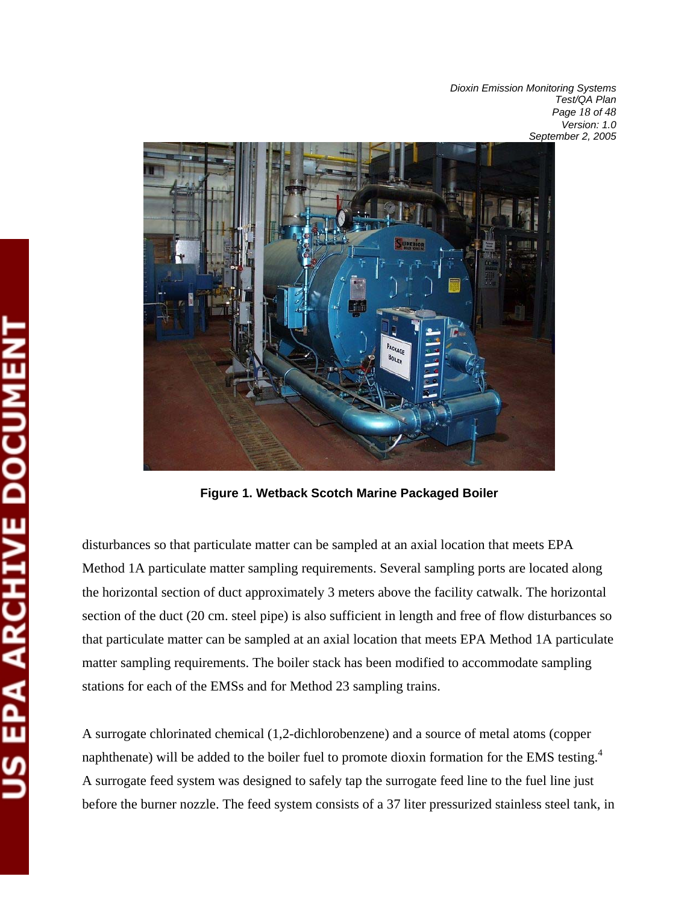**Figure 1. Wetback Scotch Marine Packaged Boiler**

disturbances so that particulate matter can be sampled at an axial location that meets EPA Method 1A particulate matter sampling requirements. Several sampling ports are located along the horizontal section of duct approximately 3 meters above the facility catwalk. The horizontal section of the duct (20 cm. steel pipe) is also sufficient in length and free of flow disturbances so that particulate matter can be sampled at an axial location that meets EPA Method 1A particulate matter sampling requirements. The boiler stack has been modified to accommodate sampling stations for each of the EMSs and for Method 23 sampling trains.

A surrogate chlorinated chemical (1,2-dichlorobenzene) and a source of metal atoms (copper naphthenate) will be added to the boiler fuel to promote dioxin formation for the EMS testing.[4] A surrogate feed system was designed to safely tap the surrogate feed line to the fuel line just before the burner nozzle. The feed system consists of a 37 liter pressurized stainless steel tank, in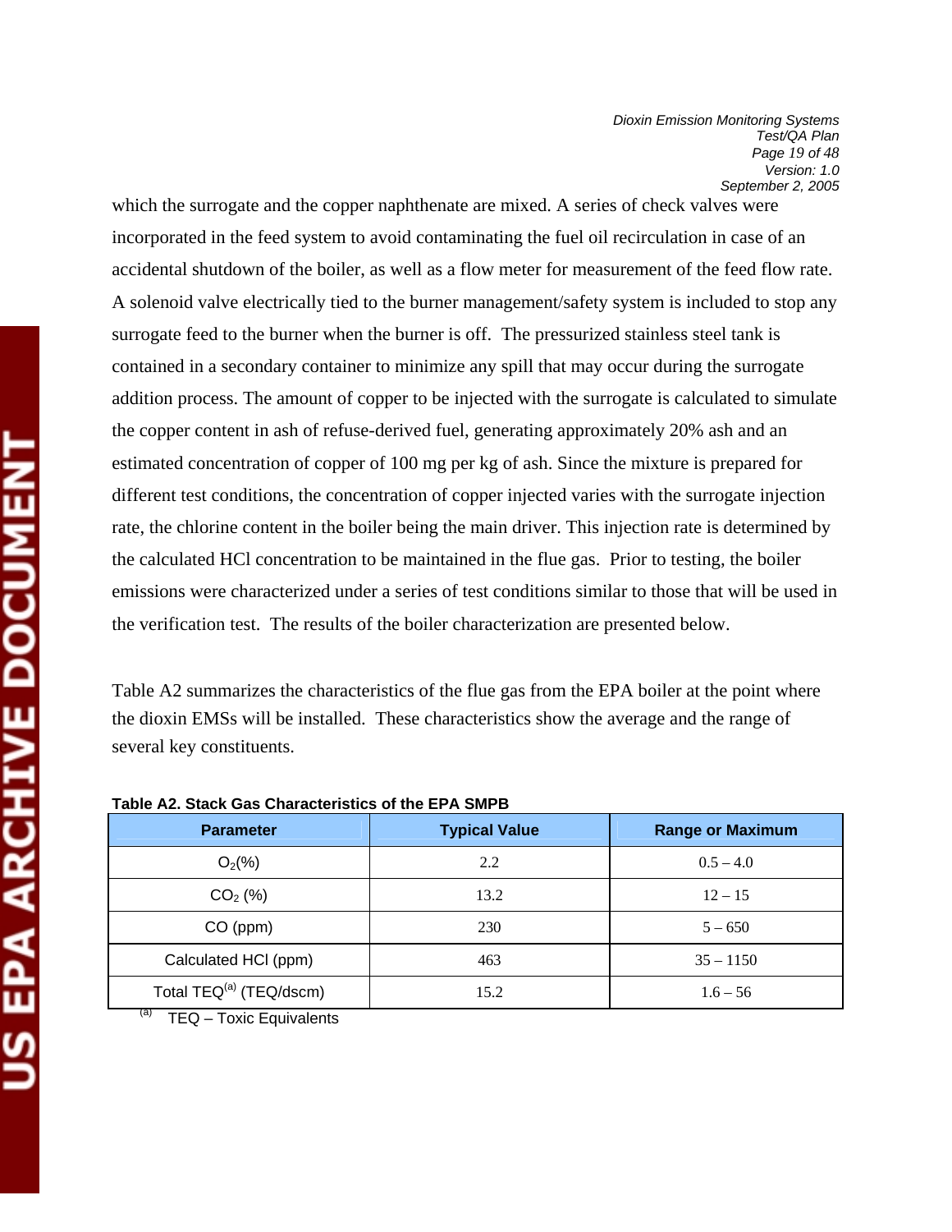which the surrogate and the copper naphthenate are mixed. A series of check valves were incorporated in the feed system to avoid contaminating the fuel oil recirculation in case of an accidental shutdown of the boiler, as well as a flow meter for measurement of the feed flow rate. A solenoid valve electrically tied to the burner management/safety system is included to stop any surrogate feed to the burner when the burner is off. The pressurized stainless steel tank is contained in a secondary container to minimize any spill that may occur during the surrogate addition process. The amount of copper to be injected with the surrogate is calculated to simulate the copper content in ash of refuse-derived fuel, generating approximately 20% ash and an estimated concentration of copper of 100 mg per kg of ash. Since the mixture is prepared for different test conditions, the concentration of copper injected varies with the surrogate injection rate, the chlorine content in the boiler being the main driver. This injection rate is determined by the calculated HCl concentration to be maintained in the flue gas. Prior to testing, the boiler emissions were characterized under a series of test conditions similar to those that will be used in the verification test. The results of the boiler characterization are presented below.

Table A2 summarizes the characteristics of the flue gas from the EPA boiler at the point where the dioxin EMSs will be installed. These characteristics show the average and the range of several key constituents.

**Table A2. Stack Gas Characteristics of the EPA SMPB**

| Parameter | Typical Value | Range or Maximum |
|---|---|---|
| $O_2$(%) | 2.2 | 0.5 – 4.0 |
| $CO_2$ (%) | 13.2 | 12 – 15 |
| CO (ppm) | 230 | 5 – 650 |
| Calculated HCl (ppm) | 463 | 35 – 1150 |
| Total TEQ[a] (TEQ/dscm) | 15.2 | 1.6 – 56 |

[a] TEQ – Toxic Equivalents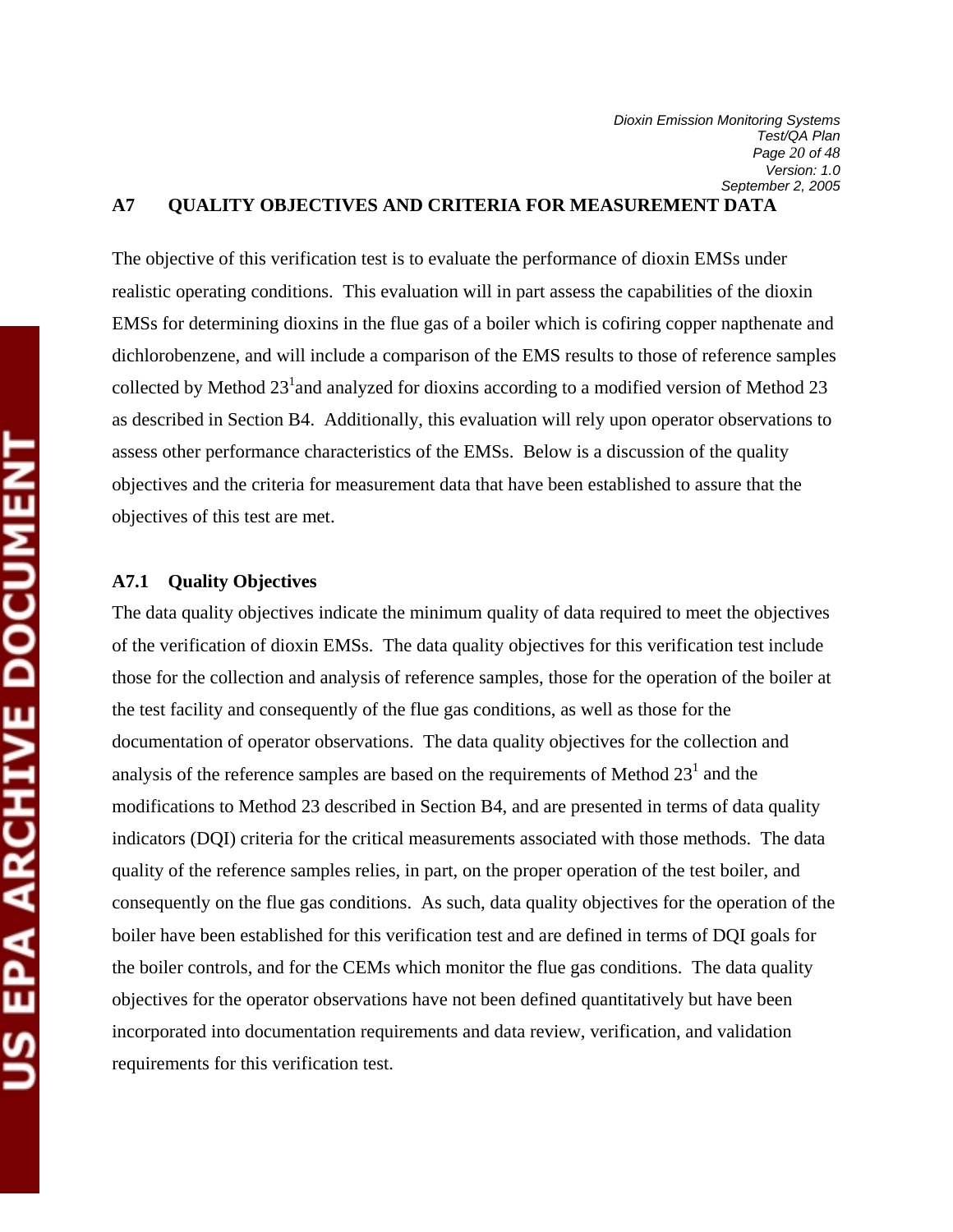## A7 QUALITY OBJECTIVES AND CRITERIA FOR MEASUREMENT DATA

The objective of this verification test is to evaluate the performance of dioxin EMSs under realistic operating conditions. This evaluation will in part assess the capabilities of the dioxin EMSs for determining dioxins in the flue gas of a boiler which is cofiring copper napthenate and dichlorobenzene, and will include a comparison of the EMS results to those of reference samples collected by Method 23[1] and analyzed for dioxins according to a modified version of Method 23 as described in Section B4. Additionally, this evaluation will rely upon operator observations to assess other performance characteristics of the EMSs. Below is a discussion of the quality objectives and the criteria for measurement data that have been established to assure that the objectives of this test are met.

### A7.1 Quality Objectives

The data quality objectives indicate the minimum quality of data required to meet the objectives of the verification of dioxin EMSs. The data quality objectives for this verification test include those for the collection and analysis of reference samples, those for the operation of the boiler at the test facility and consequently of the flue gas conditions, as well as those for the documentation of operator observations. The data quality objectives for the collection and analysis of the reference samples are based on the requirements of Method 23[1] and the modifications to Method 23 described in Section B4, and are presented in terms of data quality indicators (DQI) criteria for the critical measurements associated with those methods. The data quality of the reference samples relies, in part, on the proper operation of the test boiler, and consequently on the flue gas conditions. As such, data quality objectives for the operation of the boiler have been established for this verification test and are defined in terms of DQI goals for the boiler controls, and for the CEMs which monitor the flue gas conditions. The data quality objectives for the operator observations have not been defined quantitatively but have been incorporated into documentation requirements and data review, verification, and validation requirements for this verification test.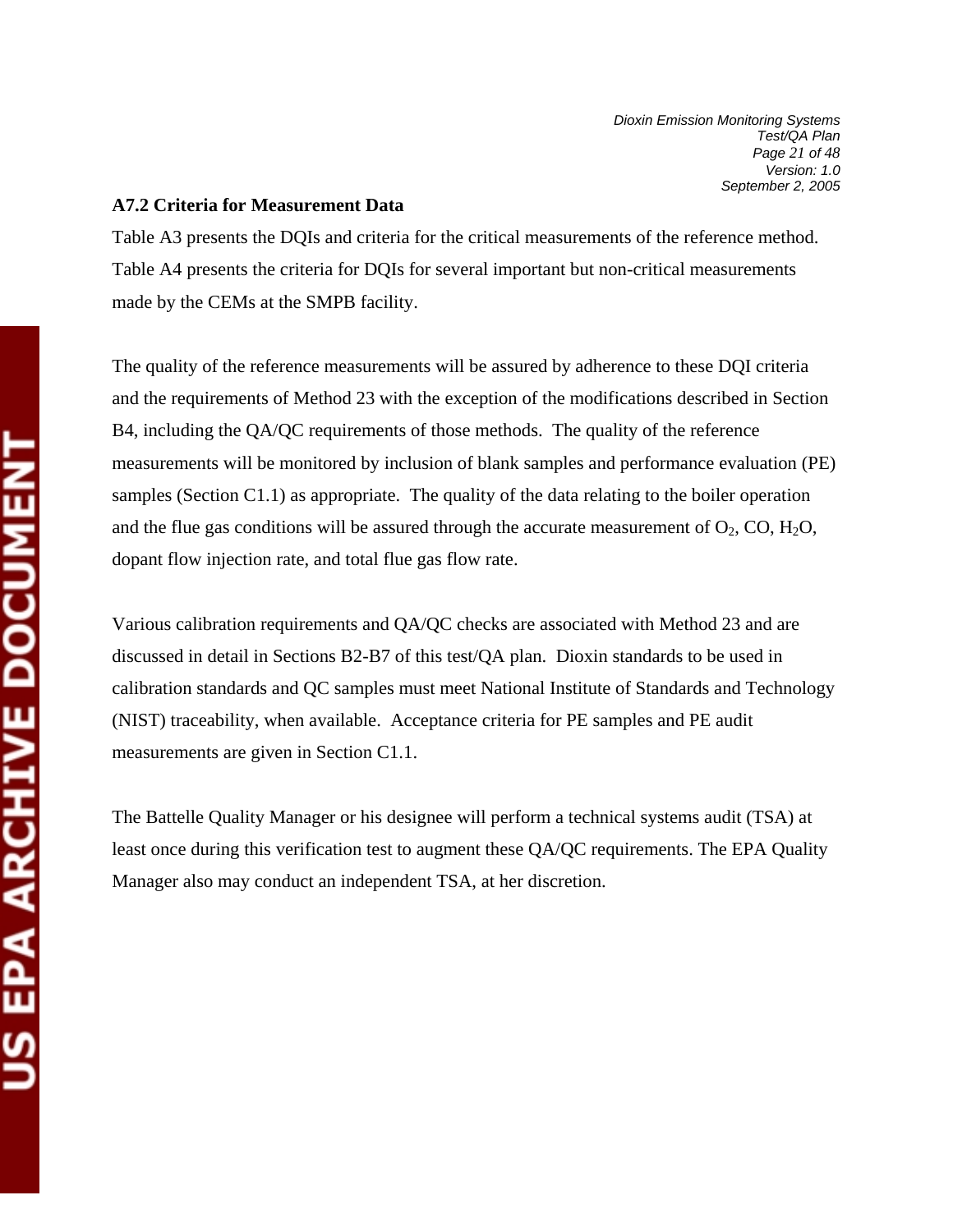### A7.2 Criteria for Measurement Data

Table A3 presents the DQIs and criteria for the critical measurements of the reference method. Table A4 presents the criteria for DQIs for several important but non-critical measurements made by the CEMs at the SMPB facility.

The quality of the reference measurements will be assured by adherence to these DQI criteria and the requirements of Method 23 with the exception of the modifications described in Section B4, including the QA/QC requirements of those methods. The quality of the reference measurements will be monitored by inclusion of blank samples and performance evaluation (PE) samples (Section C1.1) as appropriate. The quality of the data relating to the boiler operation and the flue gas conditions will be assured through the accurate measurement of $O_2$, CO, $H_2O$, dopant flow injection rate, and total flue gas flow rate.

Various calibration requirements and QA/QC checks are associated with Method 23 and are discussed in detail in Sections B2-B7 of this test/QA plan. Dioxin standards to be used in calibration standards and QC samples must meet National Institute of Standards and Technology (NIST) traceability, when available. Acceptance criteria for PE samples and PE audit measurements are given in Section C1.1.

The Battelle Quality Manager or his designee will perform a technical systems audit (TSA) at least once during this verification test to augment these QA/QC requirements. The EPA Quality Manager also may conduct an independent TSA, at her discretion.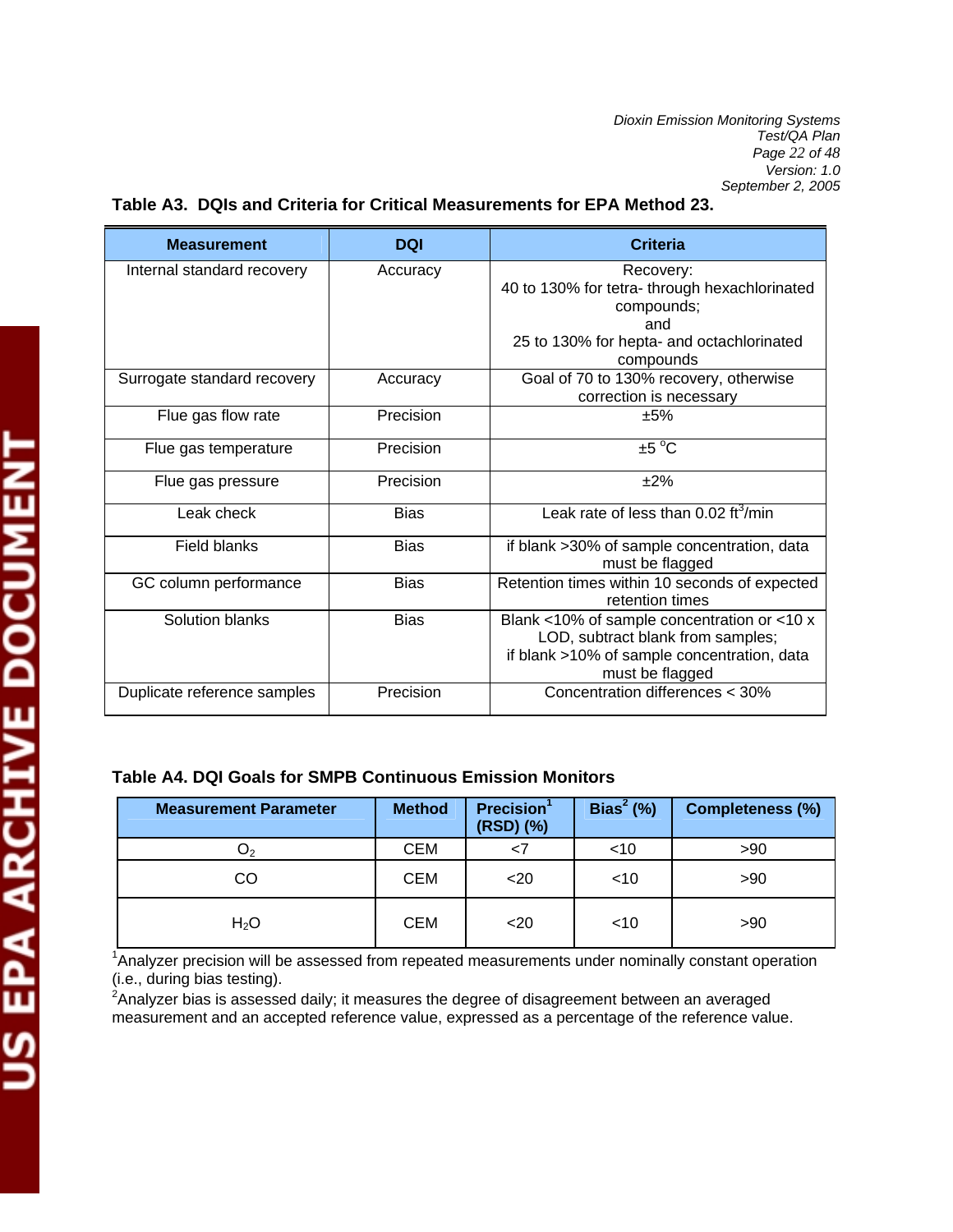**Table A3. DQIs and Criteria for Critical Measurements for EPA Method 23.**

| Measurement | DQI | Criteria |
| --- | --- | --- |
| Internal standard recovery | Accuracy | Recovery: 40 to 130% for tetra- through hexachlorinated compounds; and 25 to 130% for hepta- and octachlorinated compounds |
| Surrogate standard recovery | Accuracy | Goal of 70 to 130% recovery, otherwise correction is necessary |
| Flue gas flow rate | Precision | ±5% |
| Flue gas temperature | Precision | ±5 °C |
| Flue gas pressure | Precision | ±2% |
| Leak check | Bias | Leak rate of less than 0.02 $ft^3$/min |
| Field blanks | Bias | if blank >30% of sample concentration, data must be flagged |
| GC column performance | Bias | Retention times within 10 seconds of expected retention times |
| Solution blanks | Bias | Blank <10% of sample concentration or <10 x LOD, subtract blank from samples; if blank >10% of sample concentration, data must be flagged |
| Duplicate reference samples | Precision | Concentration differences < 30% |

**Table A4. DQI Goals for SMPB Continuous Emission Monitors**

| Measurement Parameter | Method | Precision[1] (RSD) (%) | Bias[2] (%) | Completeness (%) |
| --- | --- | --- | --- | --- |
| $O_2$ | CEM | <7 | <10 | >90 |
| CO | CEM | <20 | <10 | >90 |
| $H_2O$ | CEM | <20 | <10 | >90 |

[1]Analyzer precision will be assessed from repeated measurements under nominally constant operation (i.e., during bias testing).
[2]Analyzer bias is assessed daily; it measures the degree of disagreement between an averaged measurement and an accepted reference value, expressed as a percentage of the reference value.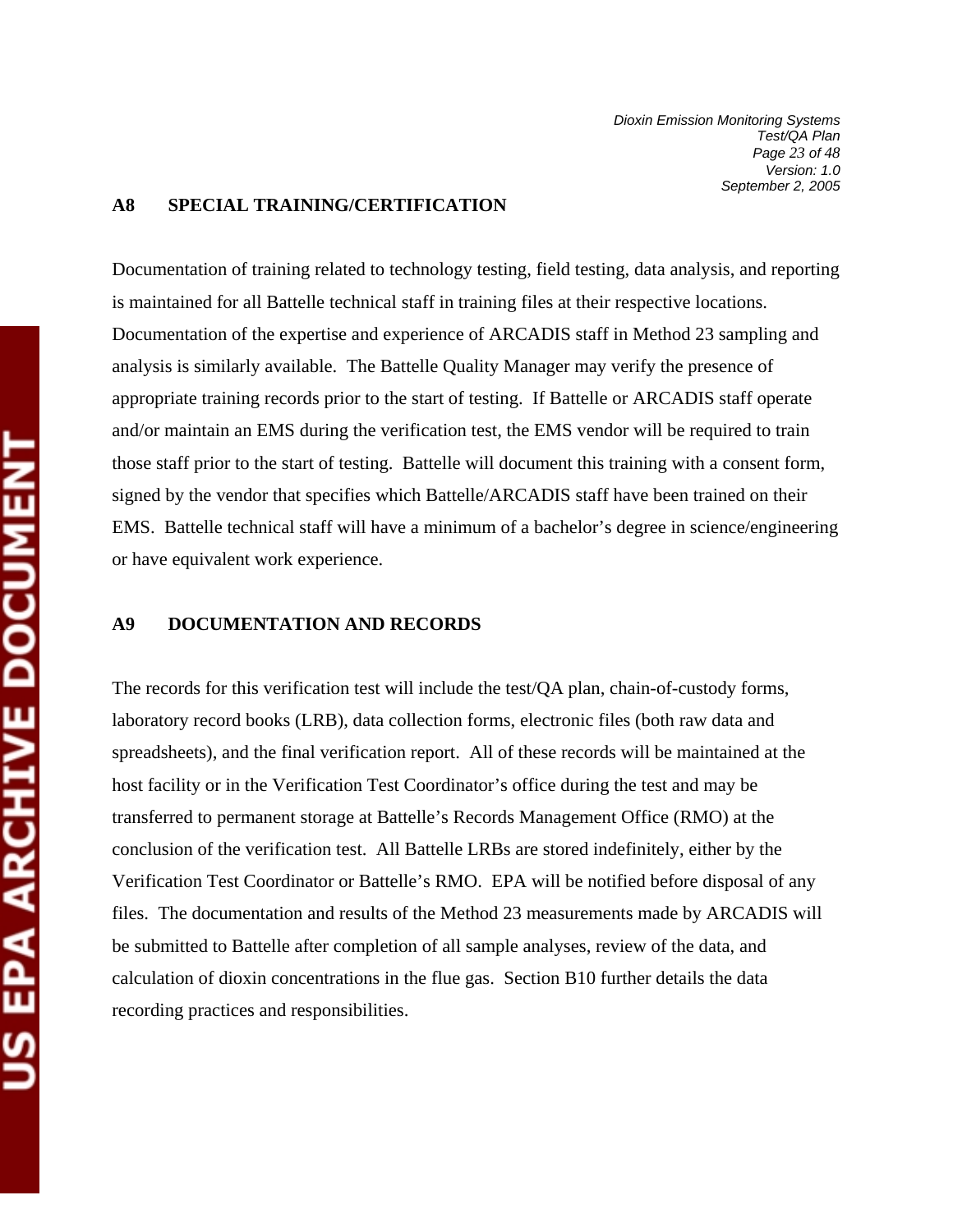## A8 SPECIAL TRAINING/CERTIFICATION

Documentation of training related to technology testing, field testing, data analysis, and reporting is maintained for all Battelle technical staff in training files at their respective locations. Documentation of the expertise and experience of ARCADIS staff in Method 23 sampling and analysis is similarly available. The Battelle Quality Manager may verify the presence of appropriate training records prior to the start of testing. If Battelle or ARCADIS staff operate and/or maintain an EMS during the verification test, the EMS vendor will be required to train those staff prior to the start of testing. Battelle will document this training with a consent form, signed by the vendor that specifies which Battelle/ARCADIS staff have been trained on their EMS. Battelle technical staff will have a minimum of a bachelor's degree in science/engineering or have equivalent work experience.

## A9 DOCUMENTATION AND RECORDS

The records for this verification test will include the test/QA plan, chain-of-custody forms, laboratory record books (LRB), data collection forms, electronic files (both raw data and spreadsheets), and the final verification report. All of these records will be maintained at the host facility or in the Verification Test Coordinator's office during the test and may be transferred to permanent storage at Battelle's Records Management Office (RMO) at the conclusion of the verification test. All Battelle LRBs are stored indefinitely, either by the Verification Test Coordinator or Battelle's RMO. EPA will be notified before disposal of any files. The documentation and results of the Method 23 measurements made by ARCADIS will be submitted to Battelle after completion of all sample analyses, review of the data, and calculation of dioxin concentrations in the flue gas. Section B10 further details the data recording practices and responsibilities.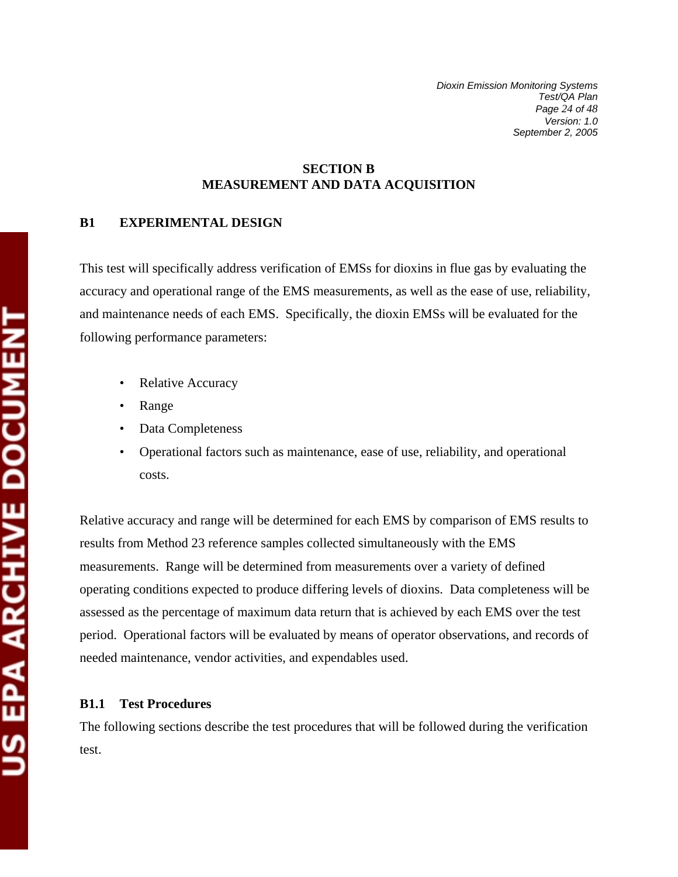# SECTION B
# MEASUREMENT AND DATA ACQUISITION

## B1 EXPERIMENTAL DESIGN

This test will specifically address verification of EMSs for dioxins in flue gas by evaluating the accuracy and operational range of the EMS measurements, as well as the ease of use, reliability, and maintenance needs of each EMS. Specifically, the dioxin EMSs will be evaluated for the following performance parameters:

- Relative Accuracy
- Range
- Data Completeness
- Operational factors such as maintenance, ease of use, reliability, and operational costs.

Relative accuracy and range will be determined for each EMS by comparison of EMS results to results from Method 23 reference samples collected simultaneously with the EMS measurements. Range will be determined from measurements over a variety of defined operating conditions expected to produce differing levels of dioxins. Data completeness will be assessed as the percentage of maximum data return that is achieved by each EMS over the test period. Operational factors will be evaluated by means of operator observations, and records of needed maintenance, vendor activities, and expendables used.

### B1.1 Test Procedures

The following sections describe the test procedures that will be followed during the verification test.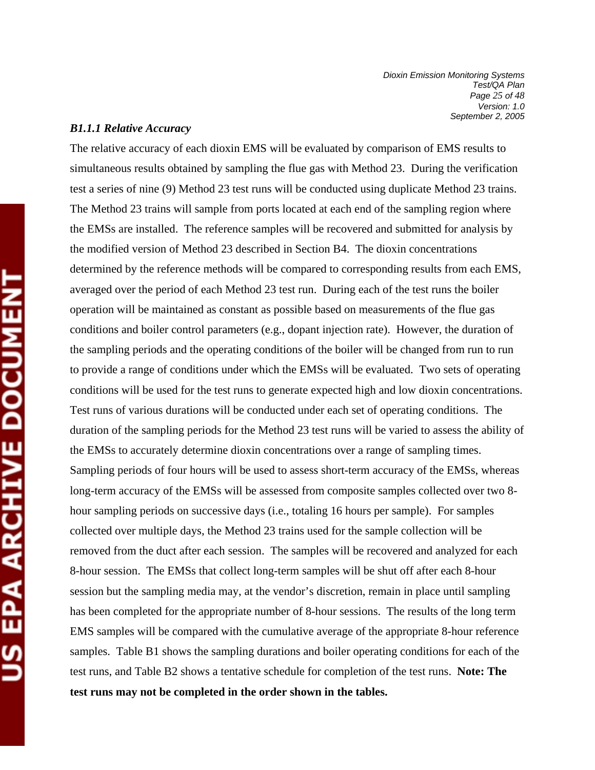### *B1.1.1 Relative Accuracy*

The relative accuracy of each dioxin EMS will be evaluated by comparison of EMS results to simultaneous results obtained by sampling the flue gas with Method 23. During the verification test a series of nine (9) Method 23 test runs will be conducted using duplicate Method 23 trains. The Method 23 trains will sample from ports located at each end of the sampling region where the EMSs are installed. The reference samples will be recovered and submitted for analysis by the modified version of Method 23 described in Section B4. The dioxin concentrations determined by the reference methods will be compared to corresponding results from each EMS, averaged over the period of each Method 23 test run. During each of the test runs the boiler operation will be maintained as constant as possible based on measurements of the flue gas conditions and boiler control parameters (e.g., dopant injection rate). However, the duration of the sampling periods and the operating conditions of the boiler will be changed from run to run to provide a range of conditions under which the EMSs will be evaluated. Two sets of operating conditions will be used for the test runs to generate expected high and low dioxin concentrations. Test runs of various durations will be conducted under each set of operating conditions. The duration of the sampling periods for the Method 23 test runs will be varied to assess the ability of the EMSs to accurately determine dioxin concentrations over a range of sampling times. Sampling periods of four hours will be used to assess short-term accuracy of the EMSs, whereas long-term accuracy of the EMSs will be assessed from composite samples collected over two 8-hour sampling periods on successive days (i.e., totaling 16 hours per sample). For samples collected over multiple days, the Method 23 trains used for the sample collection will be removed from the duct after each session. The samples will be recovered and analyzed for each 8-hour session. The EMSs that collect long-term samples will be shut off after each 8-hour session but the sampling media may, at the vendor's discretion, remain in place until sampling has been completed for the appropriate number of 8-hour sessions. The results of the long term EMS samples will be compared with the cumulative average of the appropriate 8-hour reference samples. Table B1 shows the sampling durations and boiler operating conditions for each of the test runs, and Table B2 shows a tentative schedule for completion of the test runs. **Note: The test runs may not be completed in the order shown in the tables.**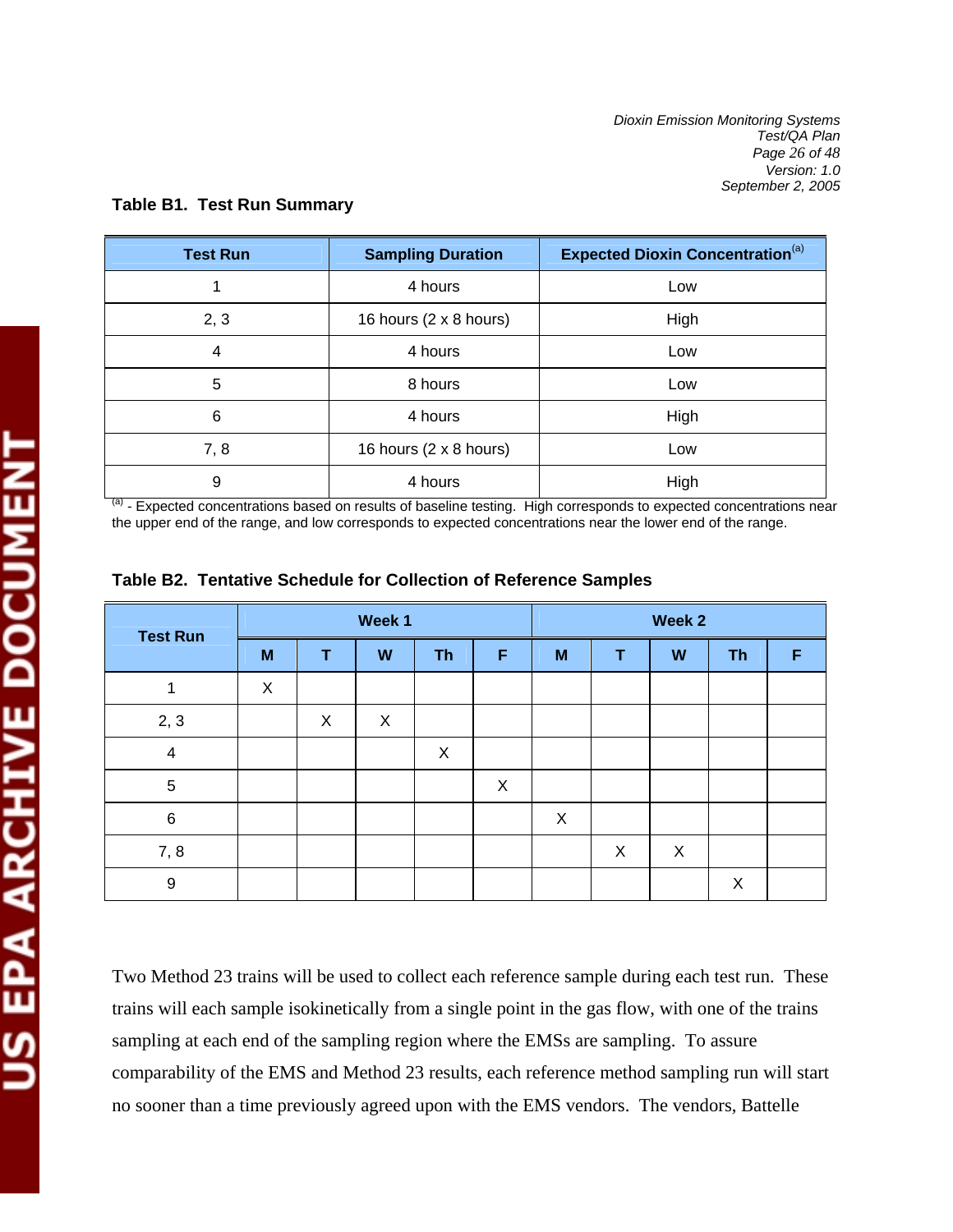**Table B1. Test Run Summary**

| Test Run | Sampling Duration | Expected Dioxin Concentration[(a)] |
|---|---|---|
| 1 | 4 hours | Low |
| 2, 3 | 16 hours (2 x 8 hours) | High |
| 4 | 4 hours | Low |
| 5 | 8 hours | Low |
| 6 | 4 hours | High |
| 7, 8 | 16 hours (2 x 8 hours) | Low |
| 9 | 4 hours | High |

[(a)] - Expected concentrations based on results of baseline testing. High corresponds to expected concentrations near the upper end of the range, and low corresponds to expected concentrations near the lower end of the range.

**Table B2. Tentative Schedule for Collection of Reference Samples**

| Test Run | Week 1 | | | | | Week 2 | | | | |
|---|---|---|---|---|---|---|---|---|---|---|
| | M | T | W | Th | F | M | T | W | Th | F |
| 1 | X | | | | | | | | | |
| 2, 3 | | X | X | | | | | | | |
| 4 | | | | X | | | | | | |
| 5 | | | | | X | | | | | |
| 6 | | | | | | X | | | | |
| 7, 8 | | | | | | | X | X | | |
| 9 | | | | | | | | | X | |

Two Method 23 trains will be used to collect each reference sample during each test run. These trains will each sample isokinetically from a single point in the gas flow, with one of the trains sampling at each end of the sampling region where the EMSs are sampling. To assure comparability of the EMS and Method 23 results, each reference method sampling run will start no sooner than a time previously agreed upon with the EMS vendors. The vendors, Battelle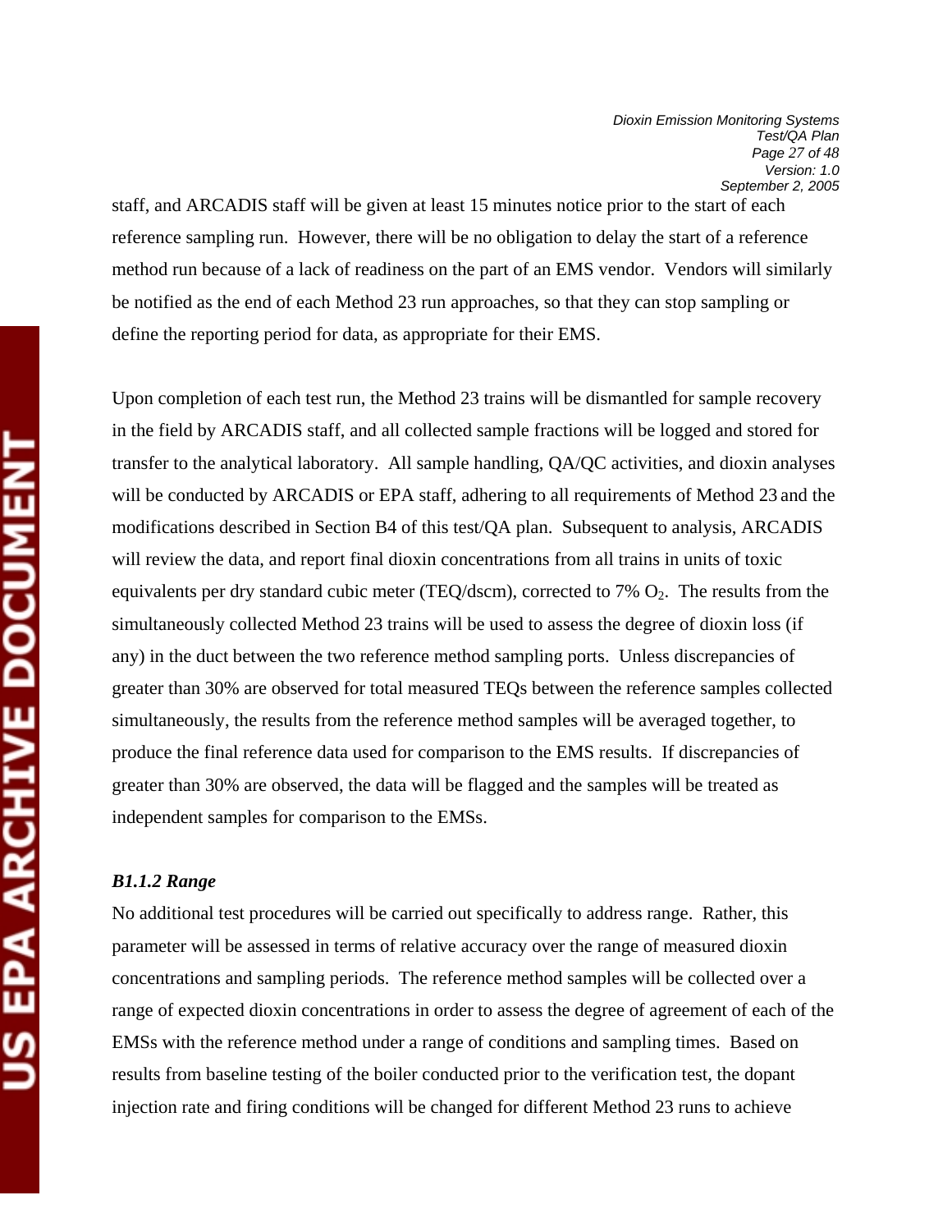staff, and ARCADIS staff will be given at least 15 minutes notice prior to the start of each reference sampling run. However, there will be no obligation to delay the start of a reference method run because of a lack of readiness on the part of an EMS vendor. Vendors will similarly be notified as the end of each Method 23 run approaches, so that they can stop sampling or define the reporting period for data, as appropriate for their EMS.

Upon completion of each test run, the Method 23 trains will be dismantled for sample recovery in the field by ARCADIS staff, and all collected sample fractions will be logged and stored for transfer to the analytical laboratory. All sample handling, QA/QC activities, and dioxin analyses will be conducted by ARCADIS or EPA staff, adhering to all requirements of Method 23 and the modifications described in Section B4 of this test/QA plan. Subsequent to analysis, ARCADIS will review the data, and report final dioxin concentrations from all trains in units of toxic equivalents per dry standard cubic meter (TEQ/dscm), corrected to 7% $O_2$. The results from the simultaneously collected Method 23 trains will be used to assess the degree of dioxin loss (if any) in the duct between the two reference method sampling ports. Unless discrepancies of greater than 30% are observed for total measured TEQs between the reference samples collected simultaneously, the results from the reference method samples will be averaged together, to produce the final reference data used for comparison to the EMS results. If discrepancies of greater than 30% are observed, the data will be flagged and the samples will be treated as independent samples for comparison to the EMSs.

***B1.1.2 Range***

No additional test procedures will be carried out specifically to address range. Rather, this parameter will be assessed in terms of relative accuracy over the range of measured dioxin concentrations and sampling periods. The reference method samples will be collected over a range of expected dioxin concentrations in order to assess the degree of agreement of each of the EMSs with the reference method under a range of conditions and sampling times. Based on results from baseline testing of the boiler conducted prior to the verification test, the dopant injection rate and firing conditions will be changed for different Method 23 runs to achieve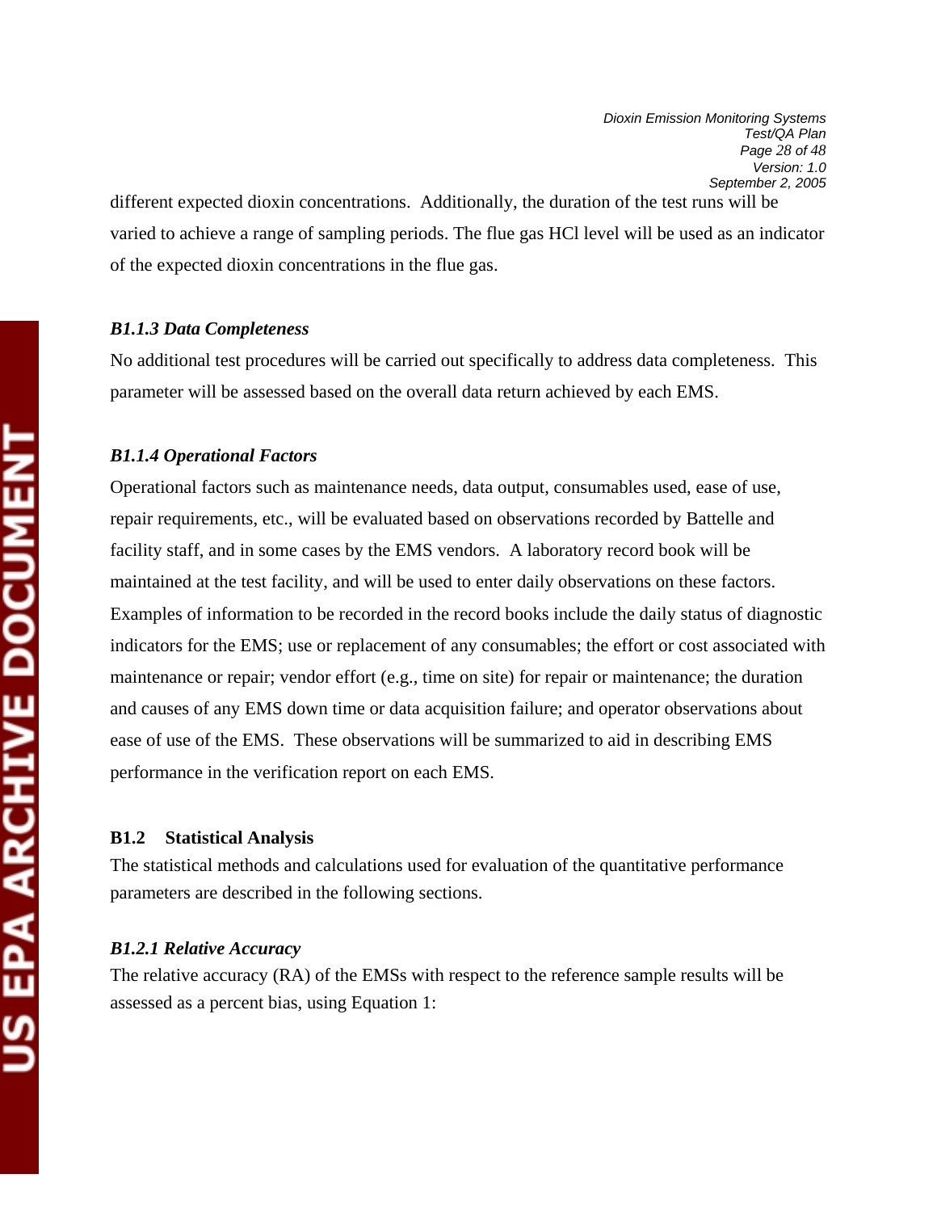different expected dioxin concentrations. Additionally, the duration of the test runs will be varied to achieve a range of sampling periods. The flue gas HCl level will be used as an indicator of the expected dioxin concentrations in the flue gas.

#### *B1.1.3 Data Completeness*

No additional test procedures will be carried out specifically to address data completeness. This parameter will be assessed based on the overall data return achieved by each EMS.

#### *B1.1.4 Operational Factors*

Operational factors such as maintenance needs, data output, consumables used, ease of use, repair requirements, etc., will be evaluated based on observations recorded by Battelle and facility staff, and in some cases by the EMS vendors. A laboratory record book will be maintained at the test facility, and will be used to enter daily observations on these factors. Examples of information to be recorded in the record books include the daily status of diagnostic indicators for the EMS; use or replacement of any consumables; the effort or cost associated with maintenance or repair; vendor effort (e.g., time on site) for repair or maintenance; the duration and causes of any EMS down time or data acquisition failure; and operator observations about ease of use of the EMS. These observations will be summarized to aid in describing EMS performance in the verification report on each EMS.

### B1.2 Statistical Analysis

The statistical methods and calculations used for evaluation of the quantitative performance parameters are described in the following sections.

#### *B1.2.1 Relative Accuracy*

The relative accuracy (RA) of the EMSs with respect to the reference sample results will be assessed as a percent bias, using Equation 1: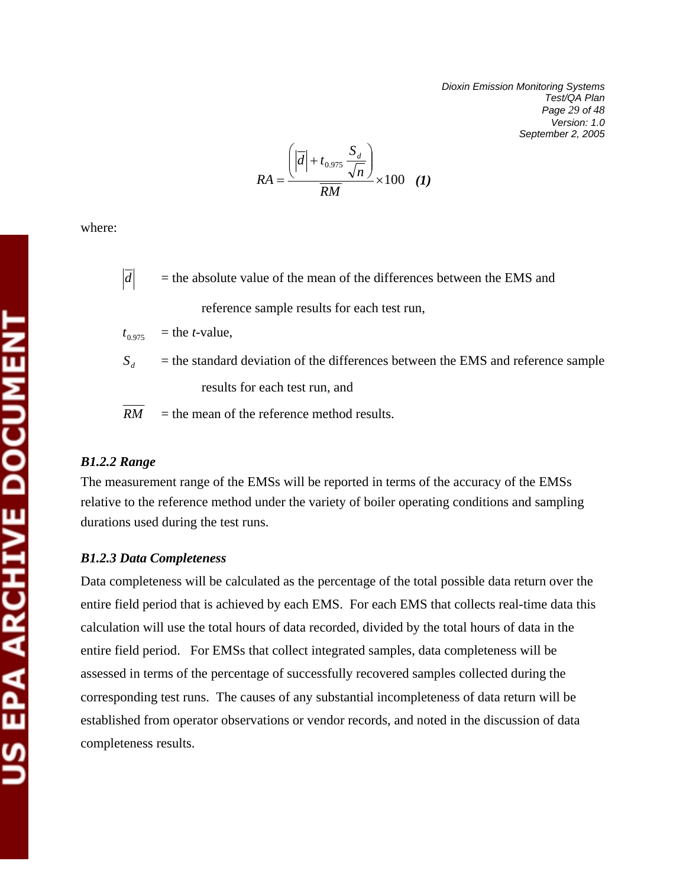$$RA = \frac{\left( \left| \overline{d} \right| + t_{0.975} \frac{S_d}{\sqrt{n}} \right)}{\overline{RM}} \times 100 \quad \textbf{(1)}$$

where:

$\left| \overline{d} \right|$ = the absolute value of the mean of the differences between the EMS and reference sample results for each test run,

$t_{0.975}$ = the *t*-value,

$S_d$ = the standard deviation of the differences between the EMS and reference sample results for each test run, and

$\overline{RM}$ = the mean of the reference method results.

### *B1.2.2 Range*

The measurement range of the EMSs will be reported in terms of the accuracy of the EMSs relative to the reference method under the variety of boiler operating conditions and sampling durations used during the test runs.

### *B1.2.3 Data Completeness*

Data completeness will be calculated as the percentage of the total possible data return over the entire field period that is achieved by each EMS. For each EMS that collects real-time data this calculation will use the total hours of data recorded, divided by the total hours of data in the entire field period. For EMSs that collect integrated samples, data completeness will be assessed in terms of the percentage of successfully recovered samples collected during the corresponding test runs. The causes of any substantial incompleteness of data return will be established from operator observations or vendor records, and noted in the discussion of data completeness results.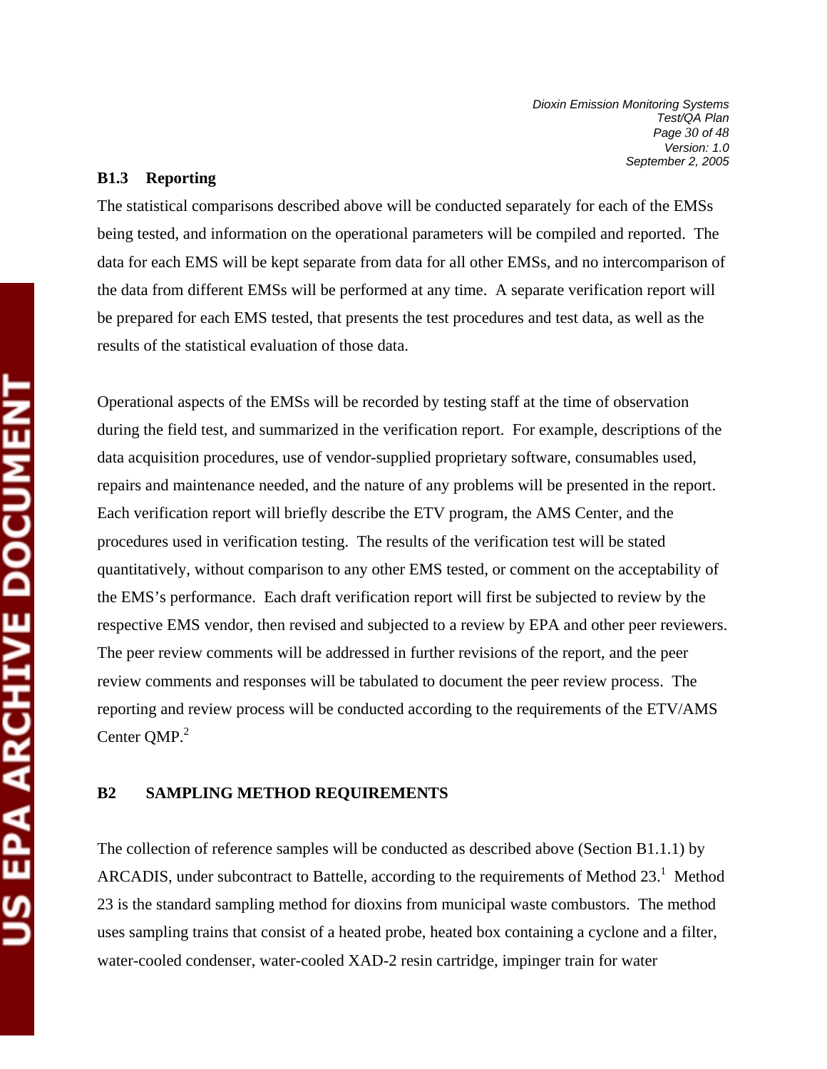### B1.3 Reporting

The statistical comparisons described above will be conducted separately for each of the EMSs being tested, and information on the operational parameters will be compiled and reported. The data for each EMS will be kept separate from data for all other EMSs, and no intercomparison of the data from different EMSs will be performed at any time. A separate verification report will be prepared for each EMS tested, that presents the test procedures and test data, as well as the results of the statistical evaluation of those data.

Operational aspects of the EMSs will be recorded by testing staff at the time of observation during the field test, and summarized in the verification report. For example, descriptions of the data acquisition procedures, use of vendor-supplied proprietary software, consumables used, repairs and maintenance needed, and the nature of any problems will be presented in the report. Each verification report will briefly describe the ETV program, the AMS Center, and the procedures used in verification testing. The results of the verification test will be stated quantitatively, without comparison to any other EMS tested, or comment on the acceptability of the EMS's performance. Each draft verification report will first be subjected to review by the respective EMS vendor, then revised and subjected to a review by EPA and other peer reviewers. The peer review comments will be addressed in further revisions of the report, and the peer review comments and responses will be tabulated to document the peer review process. The reporting and review process will be conducted according to the requirements of the ETV/AMS Center QMP.[2]

## B2 SAMPLING METHOD REQUIREMENTS

The collection of reference samples will be conducted as described above (Section B1.1.1) by ARCADIS, under subcontract to Battelle, according to the requirements of Method 23.[1] Method 23 is the standard sampling method for dioxins from municipal waste combustors. The method uses sampling trains that consist of a heated probe, heated box containing a cyclone and a filter, water-cooled condenser, water-cooled XAD-2 resin cartridge, impinger train for water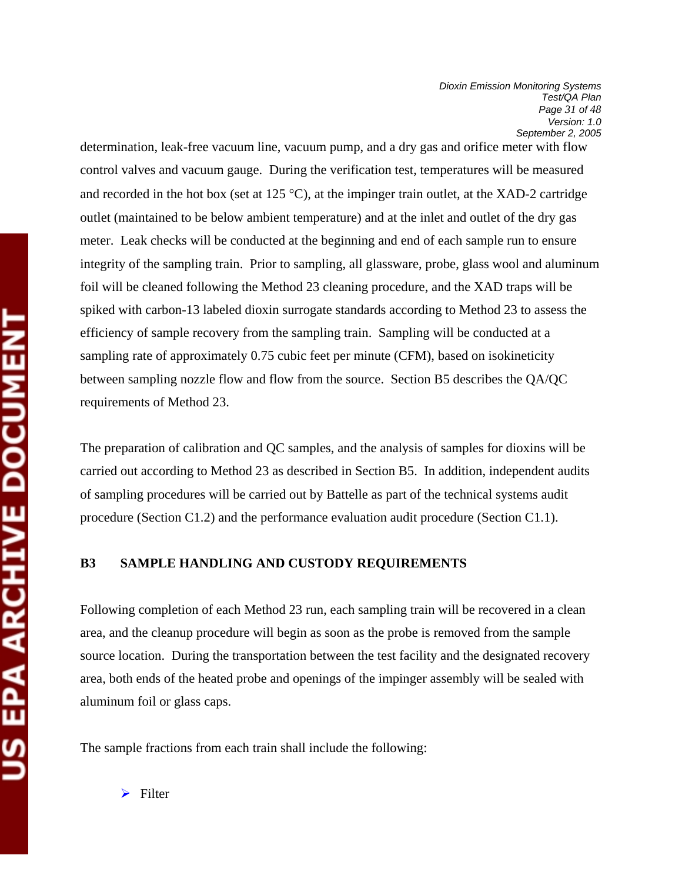determination, leak-free vacuum line, vacuum pump, and a dry gas and orifice meter with flow control valves and vacuum gauge. During the verification test, temperatures will be measured and recorded in the hot box (set at 125 °C), at the impinger train outlet, at the XAD-2 cartridge outlet (maintained to be below ambient temperature) and at the inlet and outlet of the dry gas meter. Leak checks will be conducted at the beginning and end of each sample run to ensure integrity of the sampling train. Prior to sampling, all glassware, probe, glass wool and aluminum foil will be cleaned following the Method 23 cleaning procedure, and the XAD traps will be spiked with carbon-13 labeled dioxin surrogate standards according to Method 23 to assess the efficiency of sample recovery from the sampling train. Sampling will be conducted at a sampling rate of approximately 0.75 cubic feet per minute (CFM), based on isokineticity between sampling nozzle flow and flow from the source. Section B5 describes the QA/QC requirements of Method 23.

The preparation of calibration and QC samples, and the analysis of samples for dioxins will be carried out according to Method 23 as described in Section B5. In addition, independent audits of sampling procedures will be carried out by Battelle as part of the technical systems audit procedure (Section C1.2) and the performance evaluation audit procedure (Section C1.1).

## B3 SAMPLE HANDLING AND CUSTODY REQUIREMENTS

Following completion of each Method 23 run, each sampling train will be recovered in a clean area, and the cleanup procedure will begin as soon as the probe is removed from the sample source location. During the transportation between the test facility and the designated recovery area, both ends of the heated probe and openings of the impinger assembly will be sealed with aluminum foil or glass caps.

The sample fractions from each train shall include the following:

- Filter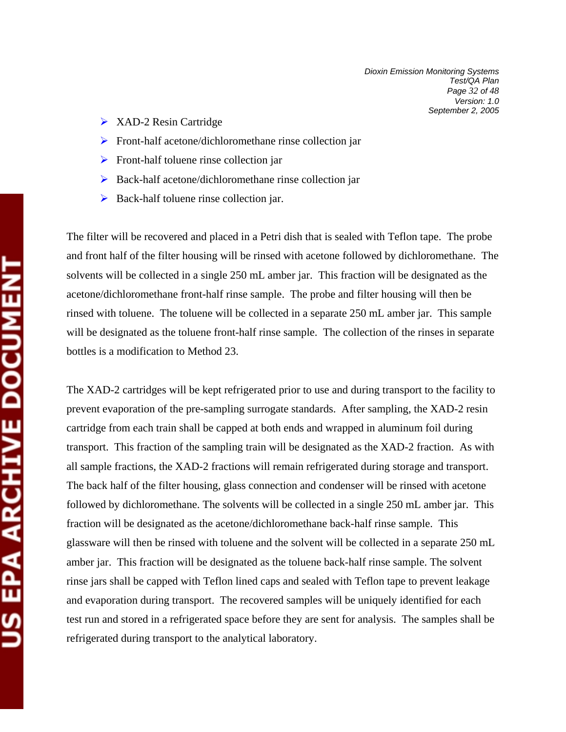- XAD-2 Resin Cartridge
- Front-half acetone/dichloromethane rinse collection jar
- Front-half toluene rinse collection jar
- Back-half acetone/dichloromethane rinse collection jar
- Back-half toluene rinse collection jar.

The filter will be recovered and placed in a Petri dish that is sealed with Teflon tape. The probe and front half of the filter housing will be rinsed with acetone followed by dichloromethane. The solvents will be collected in a single 250 mL amber jar. This fraction will be designated as the acetone/dichloromethane front-half rinse sample. The probe and filter housing will then be rinsed with toluene. The toluene will be collected in a separate 250 mL amber jar. This sample will be designated as the toluene front-half rinse sample. The collection of the rinses in separate bottles is a modification to Method 23.

The XAD-2 cartridges will be kept refrigerated prior to use and during transport to the facility to prevent evaporation of the pre-sampling surrogate standards. After sampling, the XAD-2 resin cartridge from each train shall be capped at both ends and wrapped in aluminum foil during transport. This fraction of the sampling train will be designated as the XAD-2 fraction. As with all sample fractions, the XAD-2 fractions will remain refrigerated during storage and transport. The back half of the filter housing, glass connection and condenser will be rinsed with acetone followed by dichloromethane. The solvents will be collected in a single 250 mL amber jar. This fraction will be designated as the acetone/dichloromethane back-half rinse sample. This glassware will then be rinsed with toluene and the solvent will be collected in a separate 250 mL amber jar. This fraction will be designated as the toluene back-half rinse sample. The solvent rinse jars shall be capped with Teflon lined caps and sealed with Teflon tape to prevent leakage and evaporation during transport. The recovered samples will be uniquely identified for each test run and stored in a refrigerated space before they are sent for analysis. The samples shall be refrigerated during transport to the analytical laboratory.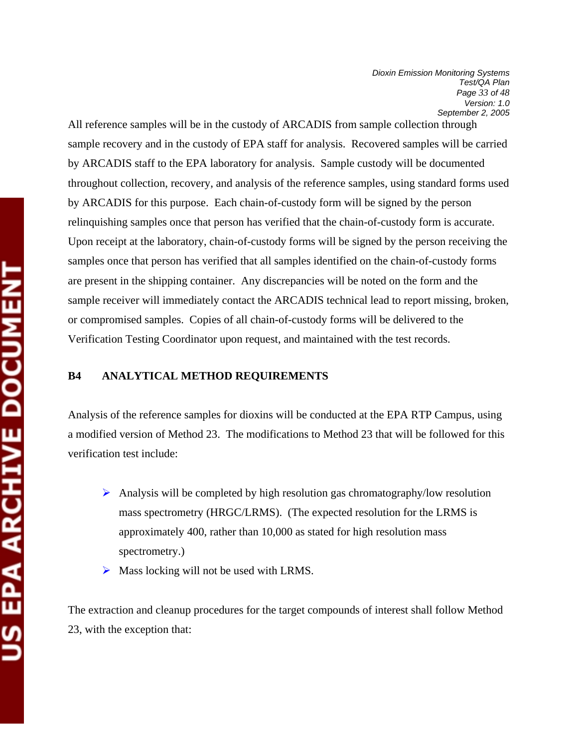All reference samples will be in the custody of ARCADIS from sample collection through sample recovery and in the custody of EPA staff for analysis. Recovered samples will be carried by ARCADIS staff to the EPA laboratory for analysis. Sample custody will be documented throughout collection, recovery, and analysis of the reference samples, using standard forms used by ARCADIS for this purpose. Each chain-of-custody form will be signed by the person relinquishing samples once that person has verified that the chain-of-custody form is accurate. Upon receipt at the laboratory, chain-of-custody forms will be signed by the person receiving the samples once that person has verified that all samples identified on the chain-of-custody forms are present in the shipping container. Any discrepancies will be noted on the form and the sample receiver will immediately contact the ARCADIS technical lead to report missing, broken, or compromised samples. Copies of all chain-of-custody forms will be delivered to the Verification Testing Coordinator upon request, and maintained with the test records.

## B4 ANALYTICAL METHOD REQUIREMENTS

Analysis of the reference samples for dioxins will be conducted at the EPA RTP Campus, using a modified version of Method 23. The modifications to Method 23 that will be followed for this verification test include:

- Analysis will be completed by high resolution gas chromatography/low resolution mass spectrometry (HRGC/LRMS). (The expected resolution for the LRMS is approximately 400, rather than 10,000 as stated for high resolution mass spectrometry.)
- Mass locking will not be used with LRMS.

The extraction and cleanup procedures for the target compounds of interest shall follow Method 23, with the exception that: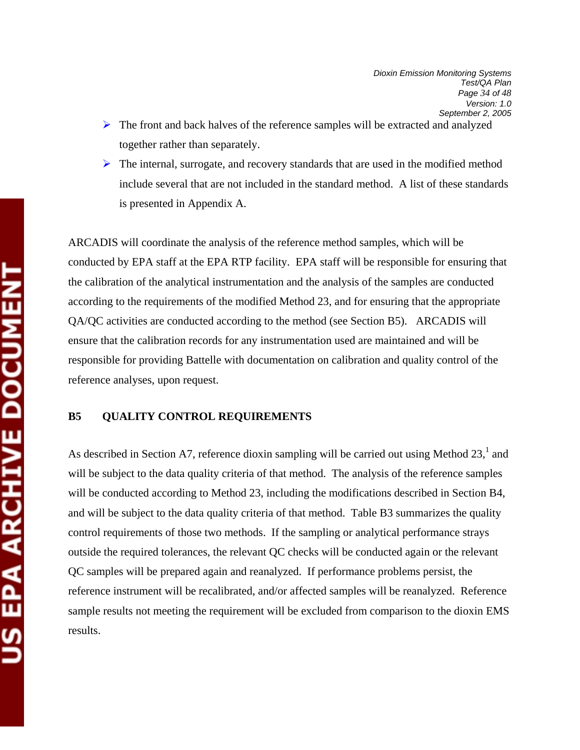- The front and back halves of the reference samples will be extracted and analyzed together rather than separately.
- The internal, surrogate, and recovery standards that are used in the modified method include several that are not included in the standard method. A list of these standards is presented in Appendix A.

ARCADIS will coordinate the analysis of the reference method samples, which will be conducted by EPA staff at the EPA RTP facility. EPA staff will be responsible for ensuring that the calibration of the analytical instrumentation and the analysis of the samples are conducted according to the requirements of the modified Method 23, and for ensuring that the appropriate QA/QC activities are conducted according to the method (see Section B5). ARCADIS will ensure that the calibration records for any instrumentation used are maintained and will be responsible for providing Battelle with documentation on calibration and quality control of the reference analyses, upon request.

## B5 QUALITY CONTROL REQUIREMENTS

As described in Section A7, reference dioxin sampling will be carried out using Method 23,[1] and will be subject to the data quality criteria of that method. The analysis of the reference samples will be conducted according to Method 23, including the modifications described in Section B4, and will be subject to the data quality criteria of that method. Table B3 summarizes the quality control requirements of those two methods. If the sampling or analytical performance strays outside the required tolerances, the relevant QC checks will be conducted again or the relevant QC samples will be prepared again and reanalyzed. If performance problems persist, the reference instrument will be recalibrated, and/or affected samples will be reanalyzed. Reference sample results not meeting the requirement will be excluded from comparison to the dioxin EMS results.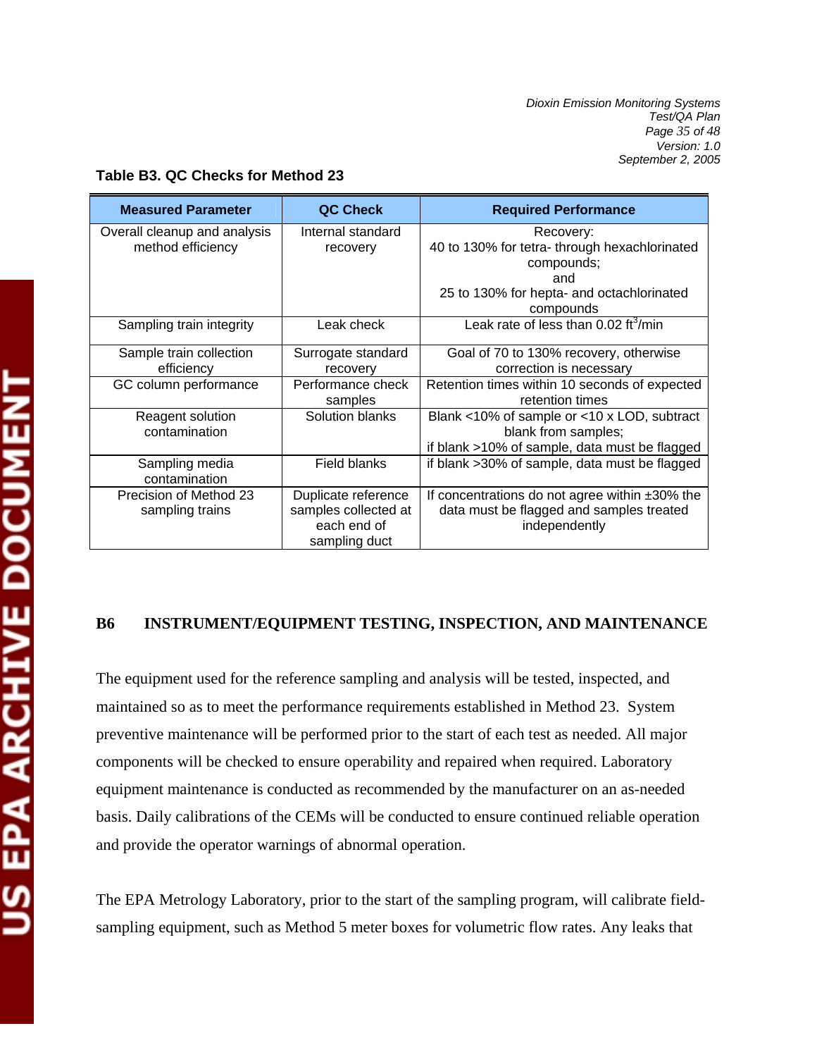**Table B3. QC Checks for Method 23**

| Measured Parameter | QC Check | Required Performance |
|---|---|---|
| Overall cleanup and analysis method efficiency | Internal standard recovery | Recovery: 40 to 130% for tetra- through hexachlorinated compounds; and 25 to 130% for hepta- and octachlorinated compounds |
| Sampling train integrity | Leak check | Leak rate of less than 0.02 $ft^3$/min |
| Sample train collection efficiency | Surrogate standard recovery | Goal of 70 to 130% recovery, otherwise correction is necessary |
| GC column performance | Performance check samples | Retention times within 10 seconds of expected retention times |
| Reagent solution contamination | Solution blanks | Blank <10% of sample or <10 x LOD, subtract blank from samples; if blank >10% of sample, data must be flagged |
| Sampling media contamination | Field blanks | if blank >30% of sample, data must be flagged |
| Precision of Method 23 sampling trains | Duplicate reference samples collected at each end of sampling duct | If concentrations do not agree within ±30% the data must be flagged and samples treated independently |

## B6 INSTRUMENT/EQUIPMENT TESTING, INSPECTION, AND MAINTENANCE

The equipment used for the reference sampling and analysis will be tested, inspected, and maintained so as to meet the performance requirements established in Method 23. System preventive maintenance will be performed prior to the start of each test as needed. All major components will be checked to ensure operability and repaired when required. Laboratory equipment maintenance is conducted as recommended by the manufacturer on an as-needed basis. Daily calibrations of the CEMs will be conducted to ensure continued reliable operation and provide the operator warnings of abnormal operation.

The EPA Metrology Laboratory, prior to the start of the sampling program, will calibrate field-sampling equipment, such as Method 5 meter boxes for volumetric flow rates. Any leaks that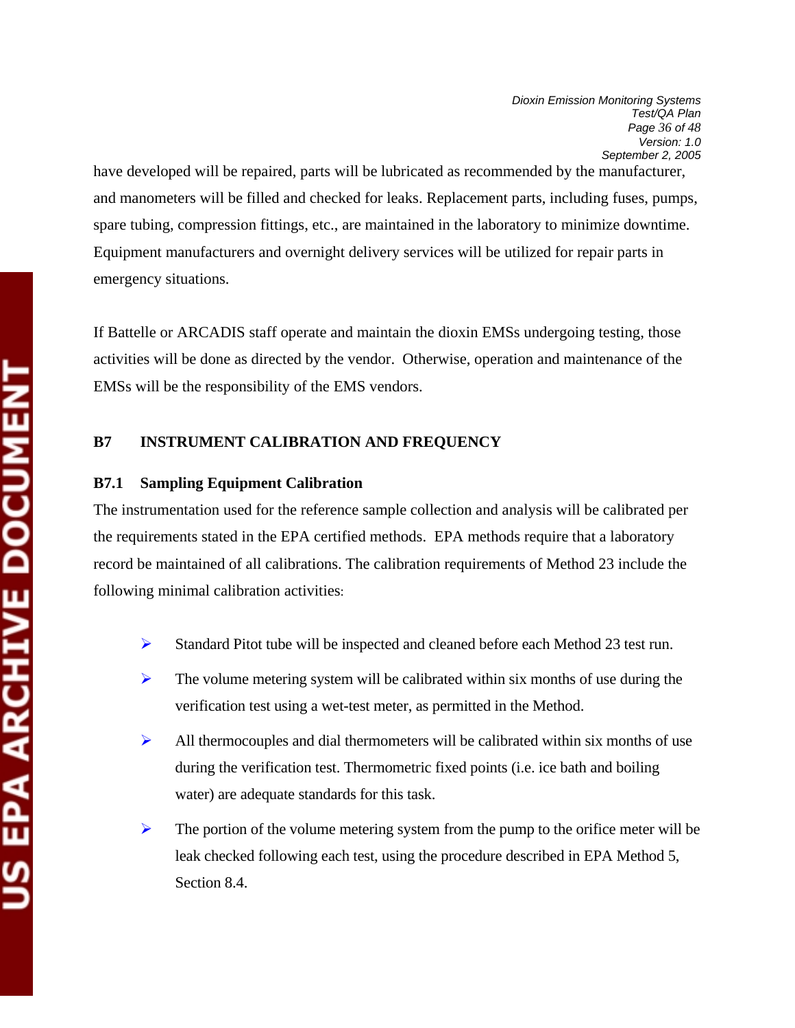have developed will be repaired, parts will be lubricated as recommended by the manufacturer, and manometers will be filled and checked for leaks. Replacement parts, including fuses, pumps, spare tubing, compression fittings, etc., are maintained in the laboratory to minimize downtime. Equipment manufacturers and overnight delivery services will be utilized for repair parts in emergency situations.

If Battelle or ARCADIS staff operate and maintain the dioxin EMSs undergoing testing, those activities will be done as directed by the vendor. Otherwise, operation and maintenance of the EMSs will be the responsibility of the EMS vendors.

## B7 INSTRUMENT CALIBRATION AND FREQUENCY

### B7.1 Sampling Equipment Calibration

The instrumentation used for the reference sample collection and analysis will be calibrated per the requirements stated in the EPA certified methods. EPA methods require that a laboratory record be maintained of all calibrations. The calibration requirements of Method 23 include the following minimal calibration activities:

- Standard Pitot tube will be inspected and cleaned before each Method 23 test run.
- The volume metering system will be calibrated within six months of use during the verification test using a wet-test meter, as permitted in the Method.
- All thermocouples and dial thermometers will be calibrated within six months of use during the verification test. Thermometric fixed points (i.e. ice bath and boiling water) are adequate standards for this task.
- The portion of the volume metering system from the pump to the orifice meter will be leak checked following each test, using the procedure described in EPA Method 5, Section 8.4.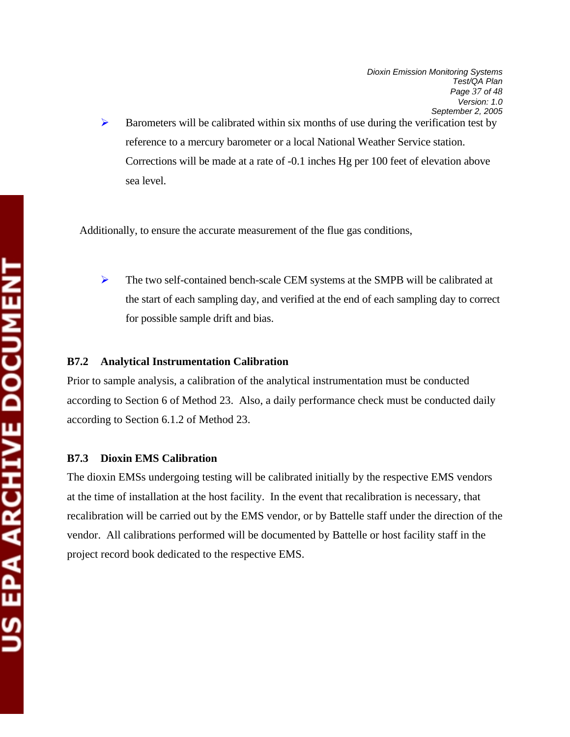- Barometers will be calibrated within six months of use during the verification test by reference to a mercury barometer or a local National Weather Service station. Corrections will be made at a rate of -0.1 inches Hg per 100 feet of elevation above sea level.

Additionally, to ensure the accurate measurement of the flue gas conditions,

- The two self-contained bench-scale CEM systems at the SMPB will be calibrated at the start of each sampling day, and verified at the end of each sampling day to correct for possible sample drift and bias.

### B7.2 Analytical Instrumentation Calibration

Prior to sample analysis, a calibration of the analytical instrumentation must be conducted according to Section 6 of Method 23. Also, a daily performance check must be conducted daily according to Section 6.1.2 of Method 23.

### B7.3 Dioxin EMS Calibration

The dioxin EMSs undergoing testing will be calibrated initially by the respective EMS vendors at the time of installation at the host facility. In the event that recalibration is necessary, that recalibration will be carried out by the EMS vendor, or by Battelle staff under the direction of the vendor. All calibrations performed will be documented by Battelle or host facility staff in the project record book dedicated to the respective EMS.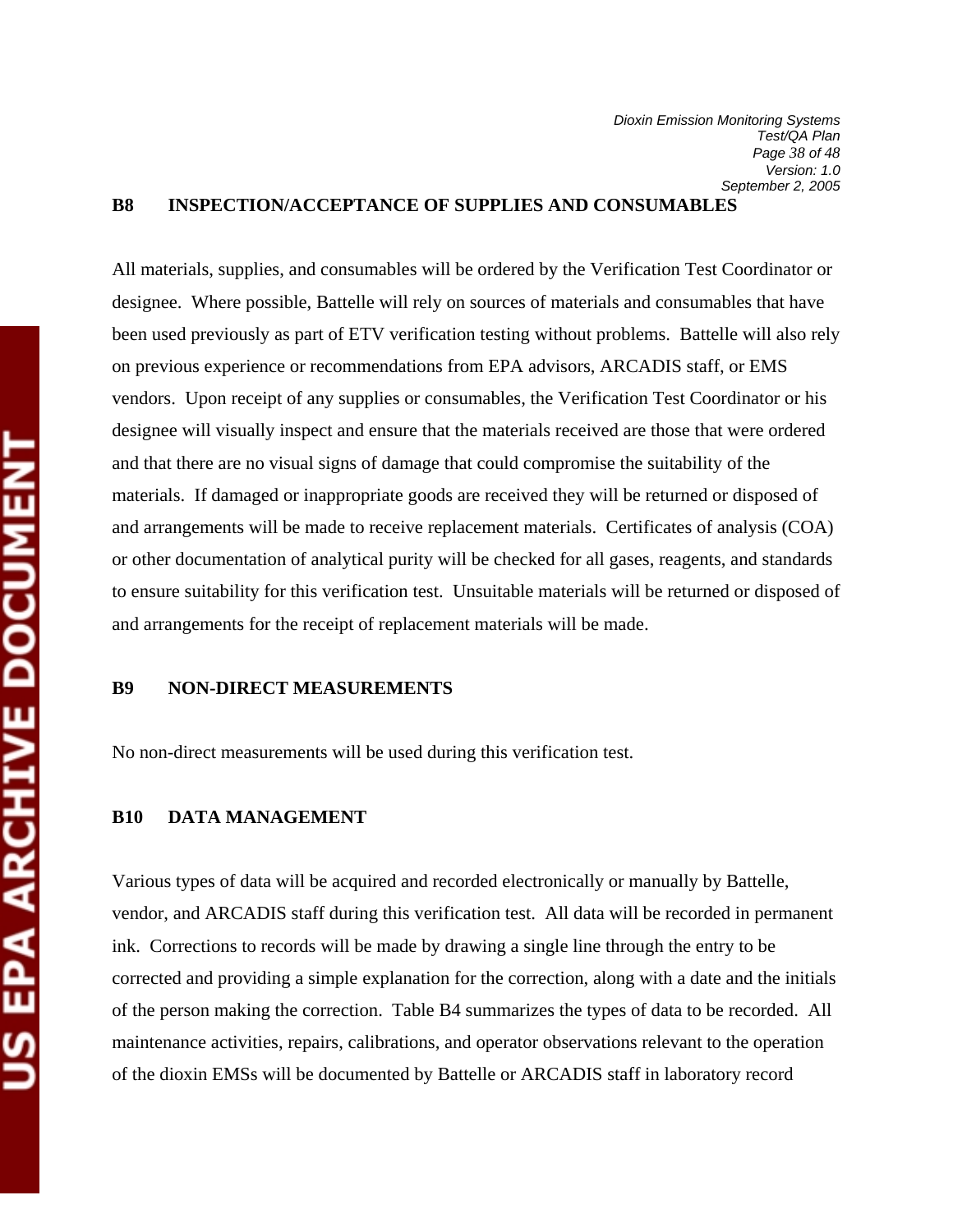## B8 INSPECTION/ACCEPTANCE OF SUPPLIES AND CONSUMABLES

All materials, supplies, and consumables will be ordered by the Verification Test Coordinator or designee. Where possible, Battelle will rely on sources of materials and consumables that have been used previously as part of ETV verification testing without problems. Battelle will also rely on previous experience or recommendations from EPA advisors, ARCADIS staff, or EMS vendors. Upon receipt of any supplies or consumables, the Verification Test Coordinator or his designee will visually inspect and ensure that the materials received are those that were ordered and that there are no visual signs of damage that could compromise the suitability of the materials. If damaged or inappropriate goods are received they will be returned or disposed of and arrangements will be made to receive replacement materials. Certificates of analysis (COA) or other documentation of analytical purity will be checked for all gases, reagents, and standards to ensure suitability for this verification test. Unsuitable materials will be returned or disposed of and arrangements for the receipt of replacement materials will be made.

## B9 NON-DIRECT MEASUREMENTS

No non-direct measurements will be used during this verification test.

## B10 DATA MANAGEMENT

Various types of data will be acquired and recorded electronically or manually by Battelle, vendor, and ARCADIS staff during this verification test. All data will be recorded in permanent ink. Corrections to records will be made by drawing a single line through the entry to be corrected and providing a simple explanation for the correction, along with a date and the initials of the person making the correction. Table B4 summarizes the types of data to be recorded. All maintenance activities, repairs, calibrations, and operator observations relevant to the operation of the dioxin EMSs will be documented by Battelle or ARCADIS staff in laboratory record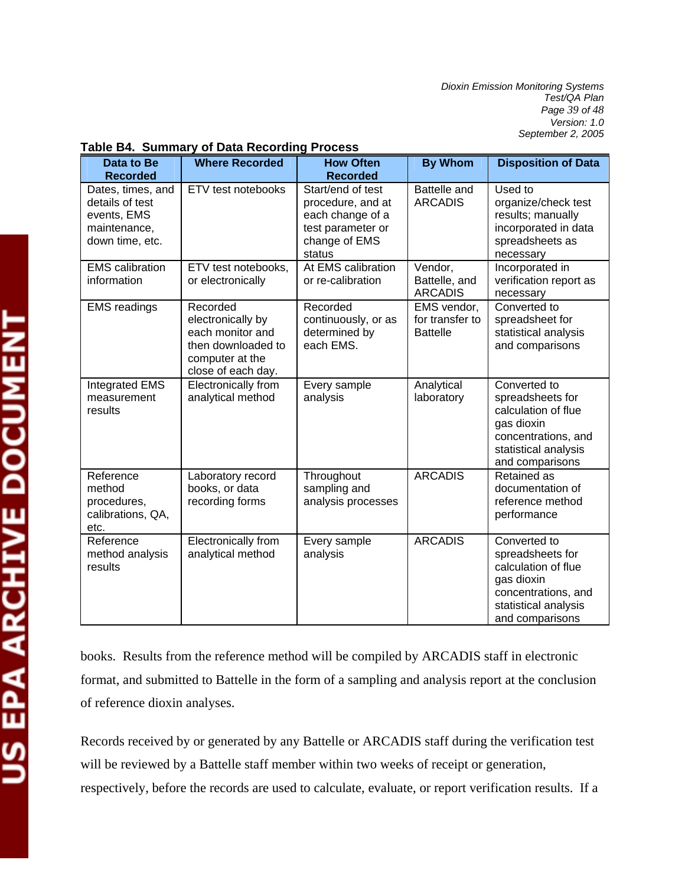**Table B4. Summary of Data Recording Process**

| Data to Be Recorded | Where Recorded | How Often Recorded | By Whom | Disposition of Data |
|---|---|---|---|---|
| Dates, times, and details of test events, EMS maintenance, down time, etc. | ETV test notebooks | Start/end of test procedure, and at each change of a test parameter or change of EMS status | Battelle and ARCADIS | Used to organize/check test results; manually incorporated in data spreadsheets as necessary |
| EMS calibration information | ETV test notebooks, or electronically | At EMS calibration or re-calibration | Vendor, Battelle, and ARCADIS | Incorporated in verification report as necessary |
| EMS readings | Recorded electronically by each monitor and then downloaded to computer at the close of each day. | Recorded continuously, or as determined by each EMS. | EMS vendor, for transfer to Battelle | Converted to spreadsheet for statistical analysis and comparisons |
| Integrated EMS measurement results | Electronically from analytical method | Every sample analysis | Analytical laboratory | Converted to spreadsheets for calculation of flue gas dioxin concentrations, and statistical analysis and comparisons |
| Reference method procedures, calibrations, QA, etc. | Laboratory record books, or data recording forms | Throughout sampling and analysis processes | ARCADIS | Retained as documentation of reference method performance |
| Reference method analysis results | Electronically from analytical method | Every sample analysis | ARCADIS | Converted to spreadsheets for calculation of flue gas dioxin concentrations, and statistical analysis and comparisons |

books. Results from the reference method will be compiled by ARCADIS staff in electronic format, and submitted to Battelle in the form of a sampling and analysis report at the conclusion of reference dioxin analyses.

Records received by or generated by any Battelle or ARCADIS staff during the verification test will be reviewed by a Battelle staff member within two weeks of receipt or generation, respectively, before the records are used to calculate, evaluate, or report verification results. If a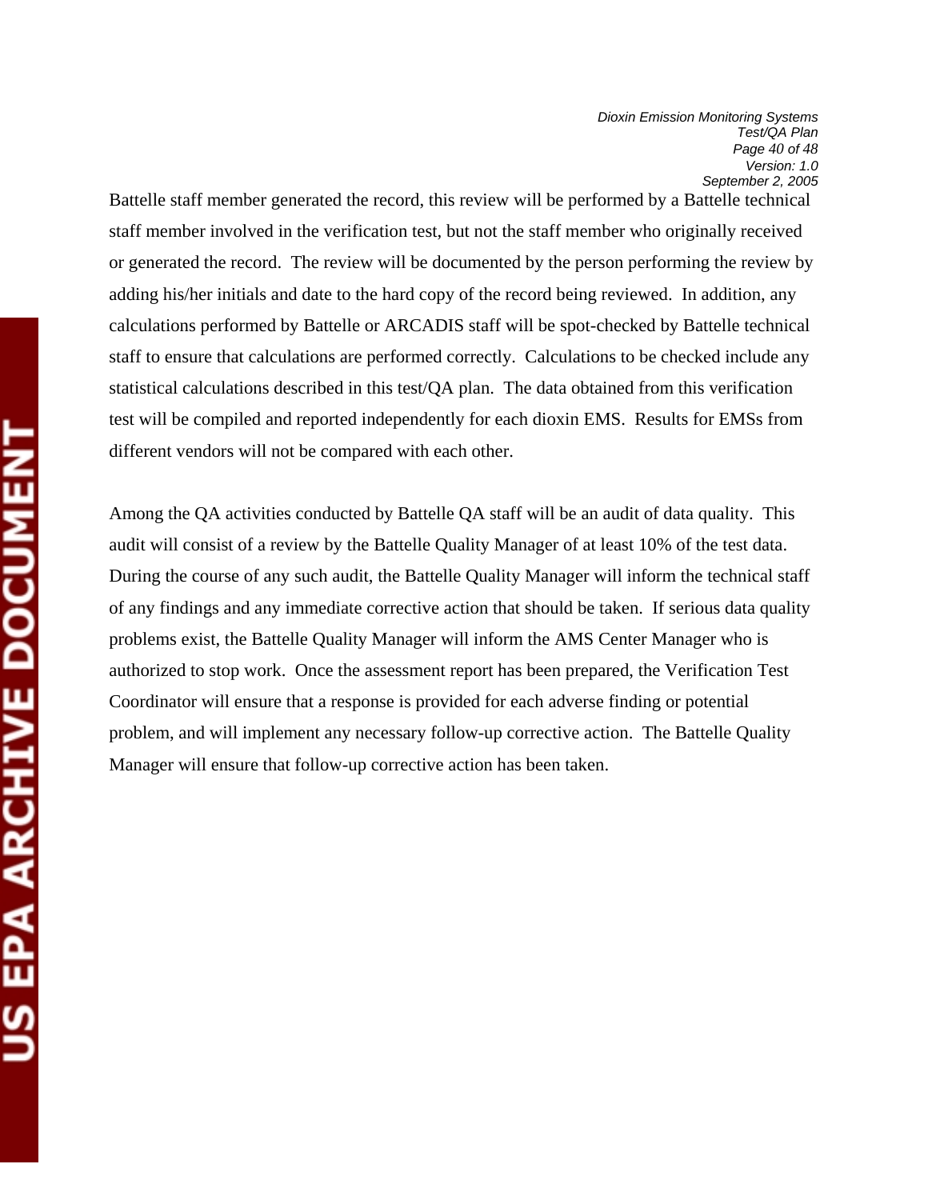Battelle staff member generated the record, this review will be performed by a Battelle technical staff member involved in the verification test, but not the staff member who originally received or generated the record. The review will be documented by the person performing the review by adding his/her initials and date to the hard copy of the record being reviewed. In addition, any calculations performed by Battelle or ARCADIS staff will be spot-checked by Battelle technical staff to ensure that calculations are performed correctly. Calculations to be checked include any statistical calculations described in this test/QA plan. The data obtained from this verification test will be compiled and reported independently for each dioxin EMS. Results for EMSs from different vendors will not be compared with each other.

Among the QA activities conducted by Battelle QA staff will be an audit of data quality. This audit will consist of a review by the Battelle Quality Manager of at least 10% of the test data. During the course of any such audit, the Battelle Quality Manager will inform the technical staff of any findings and any immediate corrective action that should be taken. If serious data quality problems exist, the Battelle Quality Manager will inform the AMS Center Manager who is authorized to stop work. Once the assessment report has been prepared, the Verification Test Coordinator will ensure that a response is provided for each adverse finding or potential problem, and will implement any necessary follow-up corrective action. The Battelle Quality Manager will ensure that follow-up corrective action has been taken.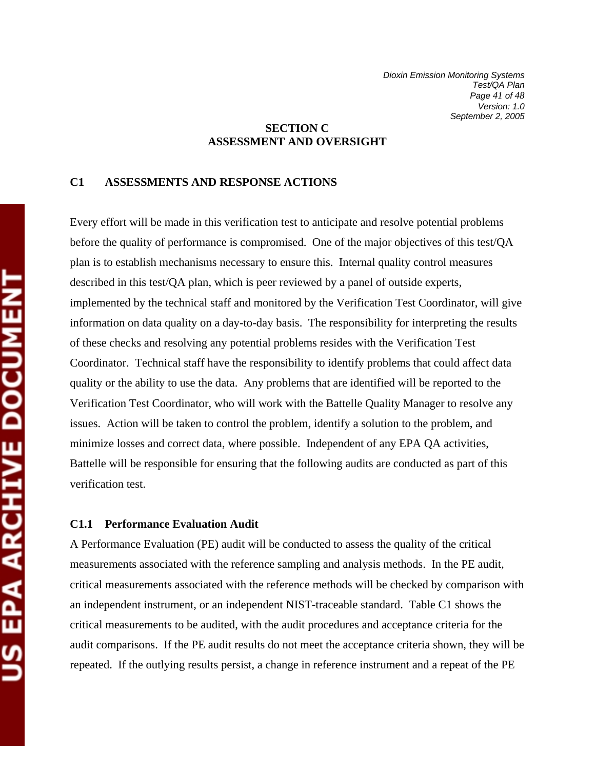# SECTION C
# ASSESSMENT AND OVERSIGHT

## C1 ASSESSMENTS AND RESPONSE ACTIONS

Every effort will be made in this verification test to anticipate and resolve potential problems before the quality of performance is compromised. One of the major objectives of this test/QA plan is to establish mechanisms necessary to ensure this. Internal quality control measures described in this test/QA plan, which is peer reviewed by a panel of outside experts, implemented by the technical staff and monitored by the Verification Test Coordinator, will give information on data quality on a day-to-day basis. The responsibility for interpreting the results of these checks and resolving any potential problems resides with the Verification Test Coordinator. Technical staff have the responsibility to identify problems that could affect data quality or the ability to use the data. Any problems that are identified will be reported to the Verification Test Coordinator, who will work with the Battelle Quality Manager to resolve any issues. Action will be taken to control the problem, identify a solution to the problem, and minimize losses and correct data, where possible. Independent of any EPA QA activities, Battelle will be responsible for ensuring that the following audits are conducted as part of this verification test.

### C1.1 Performance Evaluation Audit

A Performance Evaluation (PE) audit will be conducted to assess the quality of the critical measurements associated with the reference sampling and analysis methods. In the PE audit, critical measurements associated with the reference methods will be checked by comparison with an independent instrument, or an independent NIST-traceable standard. Table C1 shows the critical measurements to be audited, with the audit procedures and acceptance criteria for the audit comparisons. If the PE audit results do not meet the acceptance criteria shown, they will be repeated. If the outlying results persist, a change in reference instrument and a repeat of the PE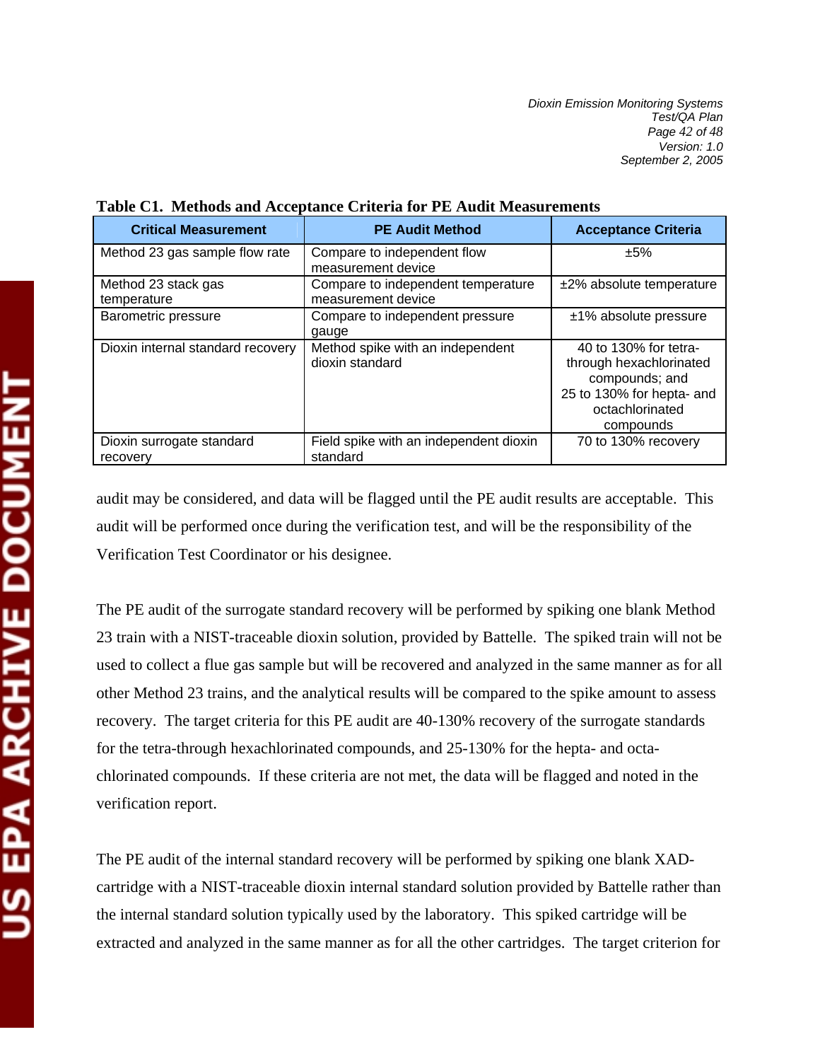**Table C1. Methods and Acceptance Criteria for PE Audit Measurements**

| Critical Measurement | PE Audit Method | Acceptance Criteria |
|---|---|---|
| Method 23 gas sample flow rate | Compare to independent flow measurement device | ±5% |
| Method 23 stack gas temperature | Compare to independent temperature measurement device | ±2% absolute temperature |
| Barometric pressure | Compare to independent pressure gauge | ±1% absolute pressure |
| Dioxin internal standard recovery | Method spike with an independent dioxin standard | 40 to 130% for tetra- through hexachlorinated compounds; and 25 to 130% for hepta- and octachlorinated compounds |
| Dioxin surrogate standard recovery | Field spike with an independent dioxin standard | 70 to 130% recovery |

audit may be considered, and data will be flagged until the PE audit results are acceptable. This audit will be performed once during the verification test, and will be the responsibility of the Verification Test Coordinator or his designee.

The PE audit of the surrogate standard recovery will be performed by spiking one blank Method 23 train with a NIST-traceable dioxin solution, provided by Battelle. The spiked train will not be used to collect a flue gas sample but will be recovered and analyzed in the same manner as for all other Method 23 trains, and the analytical results will be compared to the spike amount to assess recovery. The target criteria for this PE audit are 40-130% recovery of the surrogate standards for the tetra-through hexachlorinated compounds, and 25-130% for the hepta- and octa-chlorinated compounds. If these criteria are not met, the data will be flagged and noted in the verification report.

The PE audit of the internal standard recovery will be performed by spiking one blank XAD-cartridge with a NIST-traceable dioxin internal standard solution provided by Battelle rather than the internal standard solution typically used by the laboratory. This spiked cartridge will be extracted and analyzed in the same manner as for all the other cartridges. The target criterion for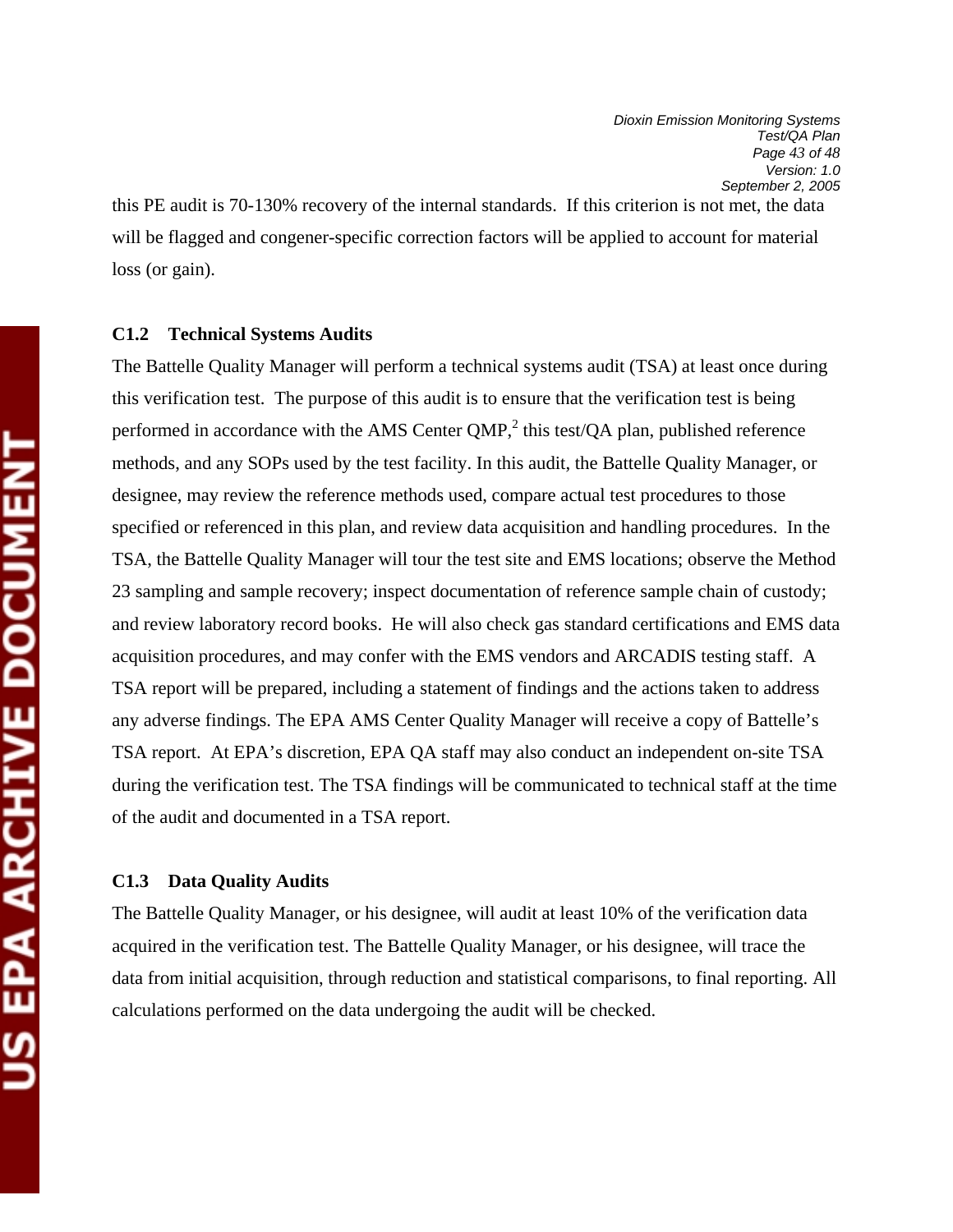this PE audit is 70-130% recovery of the internal standards. If this criterion is not met, the data will be flagged and congener-specific correction factors will be applied to account for material loss (or gain).

### C1.2 Technical Systems Audits

The Battelle Quality Manager will perform a technical systems audit (TSA) at least once during this verification test. The purpose of this audit is to ensure that the verification test is being performed in accordance with the AMS Center QMP,[2] this test/QA plan, published reference methods, and any SOPs used by the test facility. In this audit, the Battelle Quality Manager, or designee, may review the reference methods used, compare actual test procedures to those specified or referenced in this plan, and review data acquisition and handling procedures. In the TSA, the Battelle Quality Manager will tour the test site and EMS locations; observe the Method 23 sampling and sample recovery; inspect documentation of reference sample chain of custody; and review laboratory record books. He will also check gas standard certifications and EMS data acquisition procedures, and may confer with the EMS vendors and ARCADIS testing staff. A TSA report will be prepared, including a statement of findings and the actions taken to address any adverse findings. The EPA AMS Center Quality Manager will receive a copy of Battelle's TSA report. At EPA's discretion, EPA QA staff may also conduct an independent on-site TSA during the verification test. The TSA findings will be communicated to technical staff at the time of the audit and documented in a TSA report.

### C1.3 Data Quality Audits

The Battelle Quality Manager, or his designee, will audit at least 10% of the verification data acquired in the verification test. The Battelle Quality Manager, or his designee, will trace the data from initial acquisition, through reduction and statistical comparisons, to final reporting. All calculations performed on the data undergoing the audit will be checked.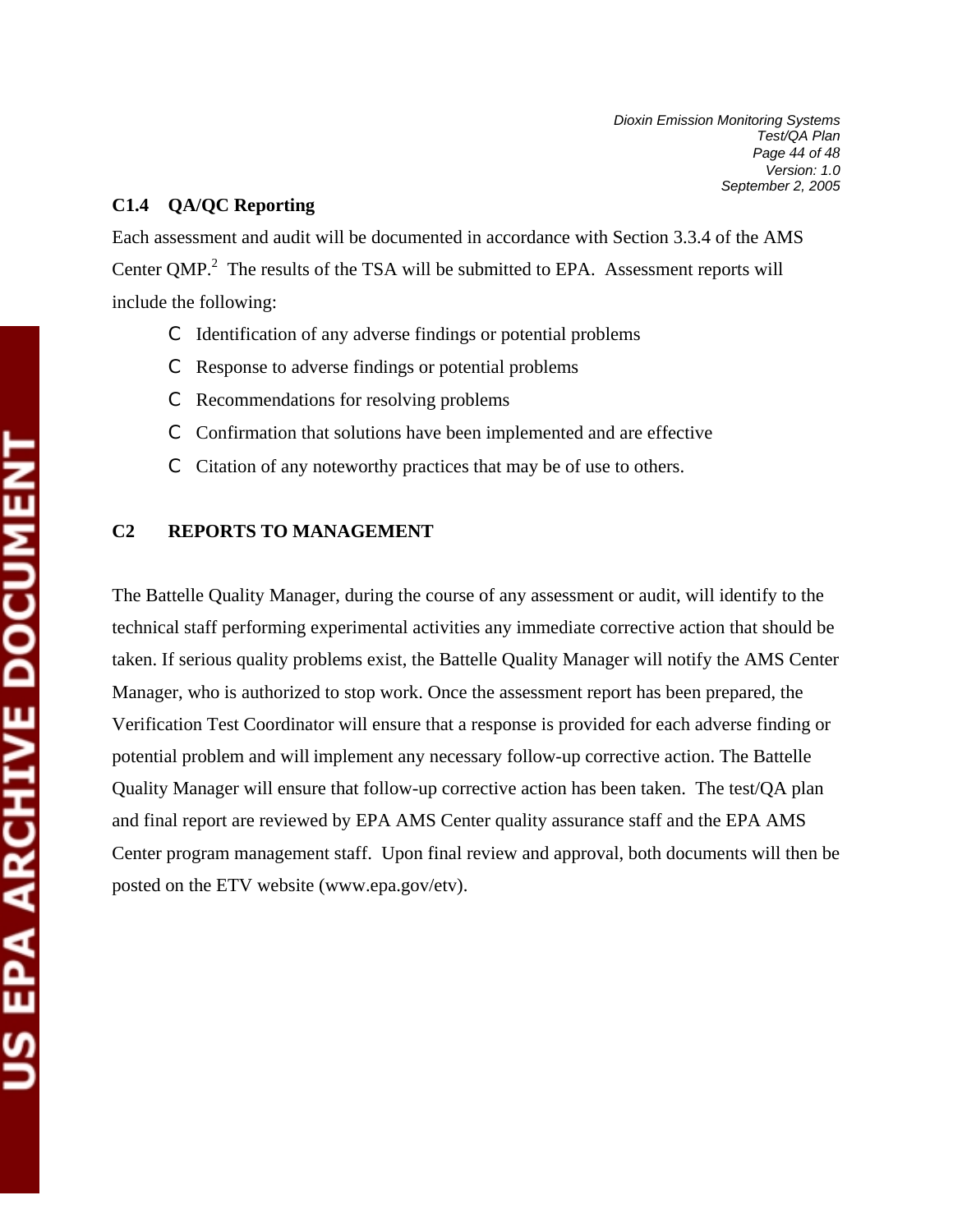### C1.4 QA/QC Reporting

Each assessment and audit will be documented in accordance with Section 3.3.4 of the AMS Center QMP.[2] The results of the TSA will be submitted to EPA. Assessment reports will include the following:

- Identification of any adverse findings or potential problems
- Response to adverse findings or potential problems
- Recommendations for resolving problems
- Confirmation that solutions have been implemented and are effective
- Citation of any noteworthy practices that may be of use to others.

## C2 REPORTS TO MANAGEMENT

The Battelle Quality Manager, during the course of any assessment or audit, will identify to the technical staff performing experimental activities any immediate corrective action that should be taken. If serious quality problems exist, the Battelle Quality Manager will notify the AMS Center Manager, who is authorized to stop work. Once the assessment report has been prepared, the Verification Test Coordinator will ensure that a response is provided for each adverse finding or potential problem and will implement any necessary follow-up corrective action. The Battelle Quality Manager will ensure that follow-up corrective action has been taken. The test/QA plan and final report are reviewed by EPA AMS Center quality assurance staff and the EPA AMS Center program management staff. Upon final review and approval, both documents will then be posted on the ETV website (www.epa.gov/etv).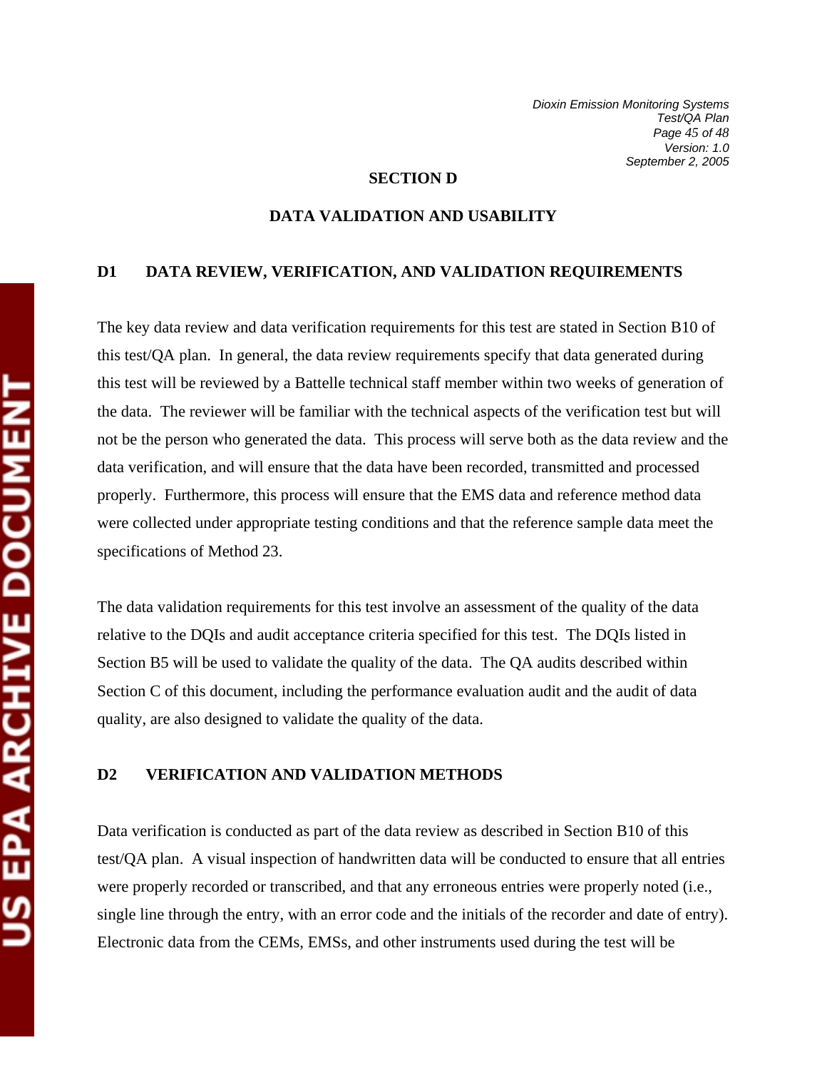## SECTION D

## DATA VALIDATION AND USABILITY

### D1 DATA REVIEW, VERIFICATION, AND VALIDATION REQUIREMENTS

The key data review and data verification requirements for this test are stated in Section B10 of this test/QA plan. In general, the data review requirements specify that data generated during this test will be reviewed by a Battelle technical staff member within two weeks of generation of the data. The reviewer will be familiar with the technical aspects of the verification test but will not be the person who generated the data. This process will serve both as the data review and the data verification, and will ensure that the data have been recorded, transmitted and processed properly. Furthermore, this process will ensure that the EMS data and reference method data were collected under appropriate testing conditions and that the reference sample data meet the specifications of Method 23.

The data validation requirements for this test involve an assessment of the quality of the data relative to the DQIs and audit acceptance criteria specified for this test. The DQIs listed in Section B5 will be used to validate the quality of the data. The QA audits described within Section C of this document, including the performance evaluation audit and the audit of data quality, are also designed to validate the quality of the data.

### D2 VERIFICATION AND VALIDATION METHODS

Data verification is conducted as part of the data review as described in Section B10 of this test/QA plan. A visual inspection of handwritten data will be conducted to ensure that all entries were properly recorded or transcribed, and that any erroneous entries were properly noted (i.e., single line through the entry, with an error code and the initials of the recorder and date of entry). Electronic data from the CEMs, EMSs, and other instruments used during the test will be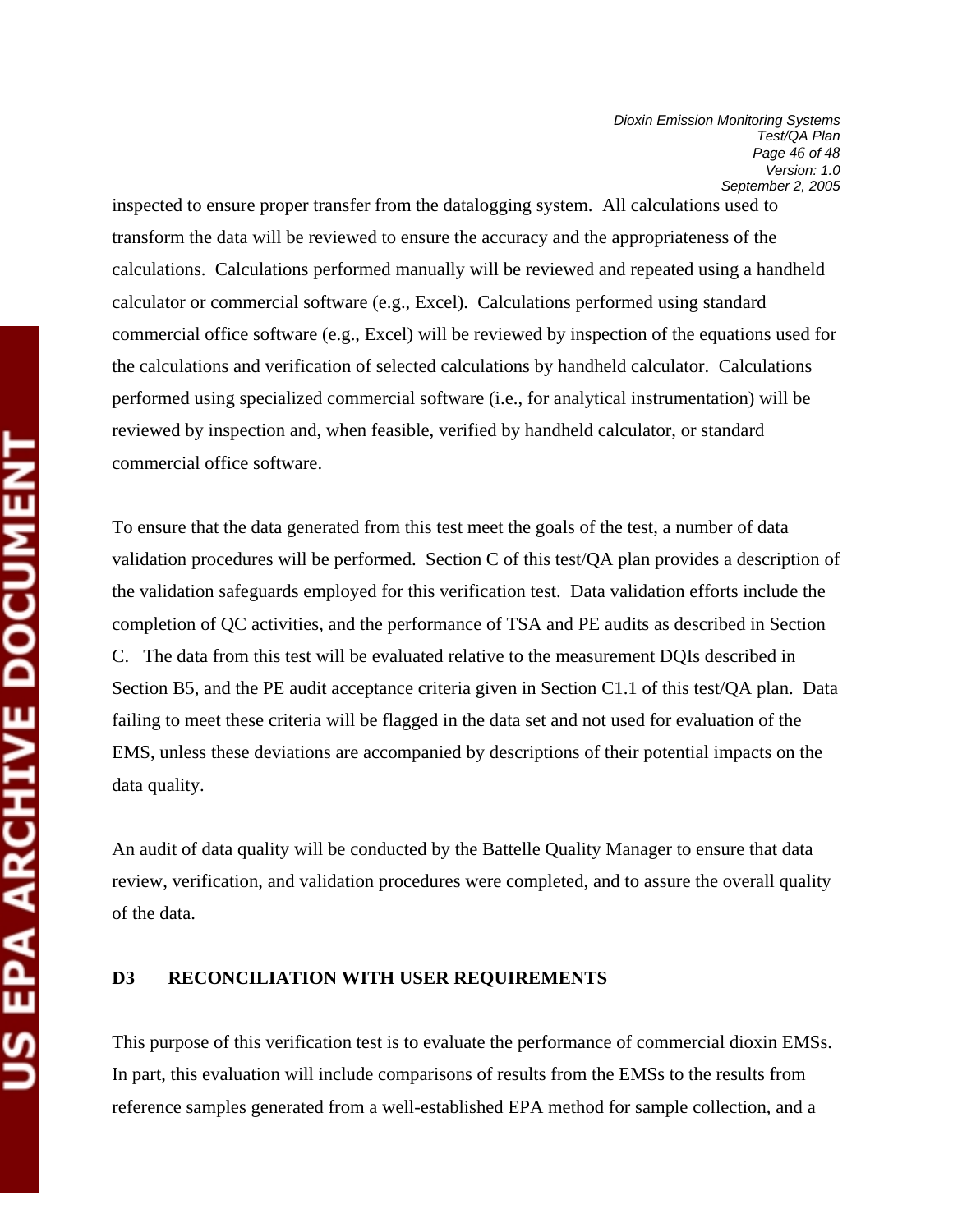inspected to ensure proper transfer from the datalogging system. All calculations used to transform the data will be reviewed to ensure the accuracy and the appropriateness of the calculations. Calculations performed manually will be reviewed and repeated using a handheld calculator or commercial software (e.g., Excel). Calculations performed using standard commercial office software (e.g., Excel) will be reviewed by inspection of the equations used for the calculations and verification of selected calculations by handheld calculator. Calculations performed using specialized commercial software (i.e., for analytical instrumentation) will be reviewed by inspection and, when feasible, verified by handheld calculator, or standard commercial office software.

To ensure that the data generated from this test meet the goals of the test, a number of data validation procedures will be performed. Section C of this test/QA plan provides a description of the validation safeguards employed for this verification test. Data validation efforts include the completion of QC activities, and the performance of TSA and PE audits as described in Section C. The data from this test will be evaluated relative to the measurement DQIs described in Section B5, and the PE audit acceptance criteria given in Section C1.1 of this test/QA plan. Data failing to meet these criteria will be flagged in the data set and not used for evaluation of the EMS, unless these deviations are accompanied by descriptions of their potential impacts on the data quality.

An audit of data quality will be conducted by the Battelle Quality Manager to ensure that data review, verification, and validation procedures were completed, and to assure the overall quality of the data.

## D3 RECONCILIATION WITH USER REQUIREMENTS

This purpose of this verification test is to evaluate the performance of commercial dioxin EMSs. In part, this evaluation will include comparisons of results from the EMSs to the results from reference samples generated from a well-established EPA method for sample collection, and a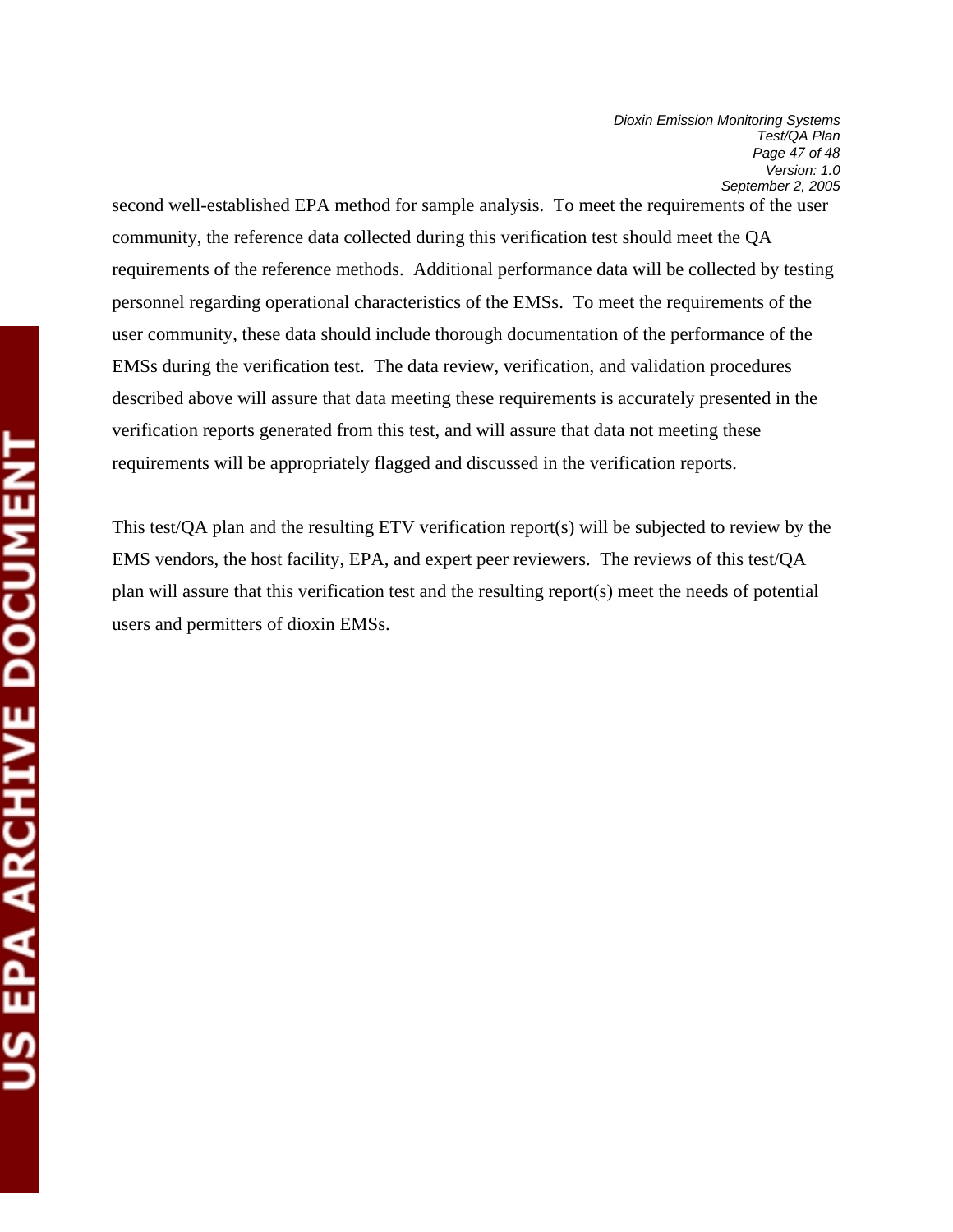second well-established EPA method for sample analysis. To meet the requirements of the user community, the reference data collected during this verification test should meet the QA requirements of the reference methods. Additional performance data will be collected by testing personnel regarding operational characteristics of the EMSs. To meet the requirements of the user community, these data should include thorough documentation of the performance of the EMSs during the verification test. The data review, verification, and validation procedures described above will assure that data meeting these requirements is accurately presented in the verification reports generated from this test, and will assure that data not meeting these requirements will be appropriately flagged and discussed in the verification reports.

This test/QA plan and the resulting ETV verification report(s) will be subjected to review by the EMS vendors, the host facility, EPA, and expert peer reviewers. The reviews of this test/QA plan will assure that this verification test and the resulting report(s) meet the needs of potential users and permitters of dioxin EMSs.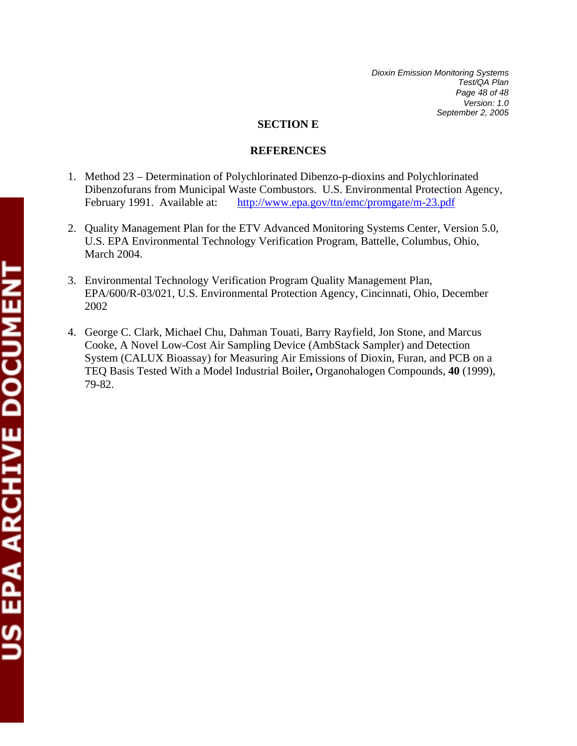# SECTION E

## REFERENCES

1. Method 23 – Determination of Polychlorinated Dibenzo-p-dioxins and Polychlorinated Dibenzofurans from Municipal Waste Combustors. U.S. Environmental Protection Agency, February 1991. Available at: http://www.epa.gov/ttn/emc/promgate/m-23.pdf

2. Quality Management Plan for the ETV Advanced Monitoring Systems Center, Version 5.0, U.S. EPA Environmental Technology Verification Program, Battelle, Columbus, Ohio, March 2004.

3. Environmental Technology Verification Program Quality Management Plan, EPA/600/R-03/021, U.S. Environmental Protection Agency, Cincinnati, Ohio, December 2002

4. George C. Clark, Michael Chu, Dahman Touati, Barry Rayfield, Jon Stone, and Marcus Cooke, A Novel Low-Cost Air Sampling Device (AmbStack Sampler) and Detection System (CALUX Bioassay) for Measuring Air Emissions of Dioxin, Furan, and PCB on a TEQ Basis Tested With a Model Industrial Boiler**,** Organohalogen Compounds, **40** (1999), 79-82.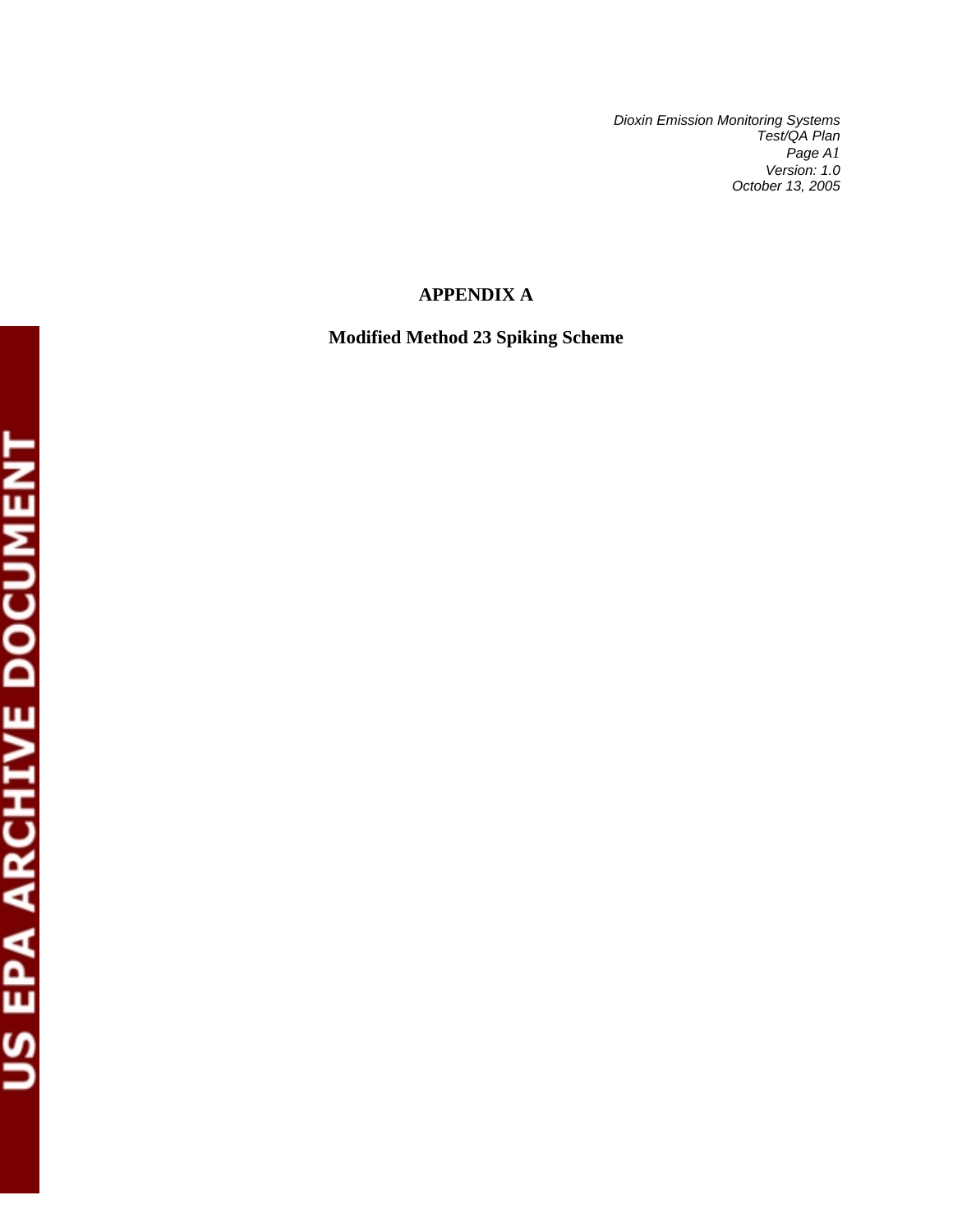# APPENDIX A

## Modified Method 23 Spiking Scheme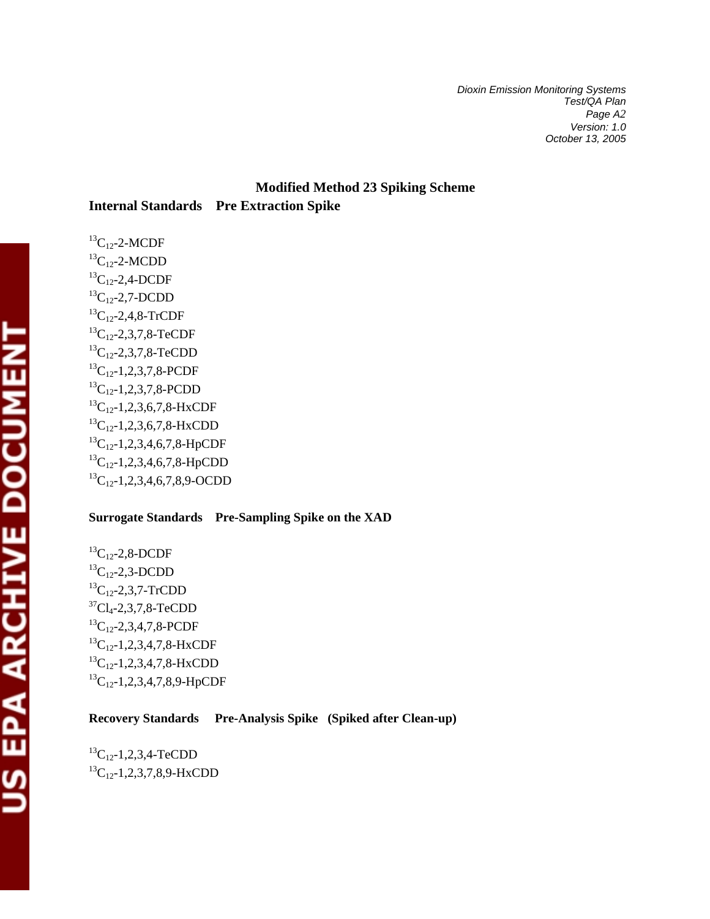## Modified Method 23 Spiking Scheme

**Internal Standards  Pre Extraction Spike**

$^{13}C_{12}$-2-MCDF
$^{13}C_{12}$-2-MCDD
$^{13}C_{12}$-2,4-DCDF
$^{13}C_{12}$-2,7-DCDD
$^{13}C_{12}$-2,4,8-TrCDF
$^{13}C_{12}$-2,3,7,8-TeCDF
$^{13}C_{12}$-2,3,7,8-TeCDD
$^{13}C_{12}$-1,2,3,7,8-PCDF
$^{13}C_{12}$-1,2,3,7,8-PCDD
$^{13}C_{12}$-1,2,3,6,7,8-HxCDF
$^{13}C_{12}$-1,2,3,6,7,8-HxCDD
$^{13}C_{12}$-1,2,3,4,6,7,8-HpCDF
$^{13}C_{12}$-1,2,3,4,6,7,8-HpCDD
$^{13}C_{12}$-1,2,3,4,6,7,8,9-OCDD

**Surrogate Standards  Pre-Sampling Spike on the XAD**

$^{13}C_{12}$-2,8-DCDF
$^{13}C_{12}$-2,3-DCDD
$^{13}C_{12}$-2,3,7-TrCDD
$^{37}Cl_{4}$-2,3,7,8-TeCDD
$^{13}C_{12}$-2,3,4,7,8-PCDF
$^{13}C_{12}$-1,2,3,4,7,8-HxCDF
$^{13}C_{12}$-1,2,3,4,7,8-HxCDD
$^{13}C_{12}$-1,2,3,4,7,8,9-HpCDF

**Recovery Standards  Pre-Analysis Spike  (Spiked after Clean-up)**

$^{13}C_{12}$-1,2,3,4-TeCDD
$^{13}C_{12}$-1,2,3,7,8,9-HxCDD